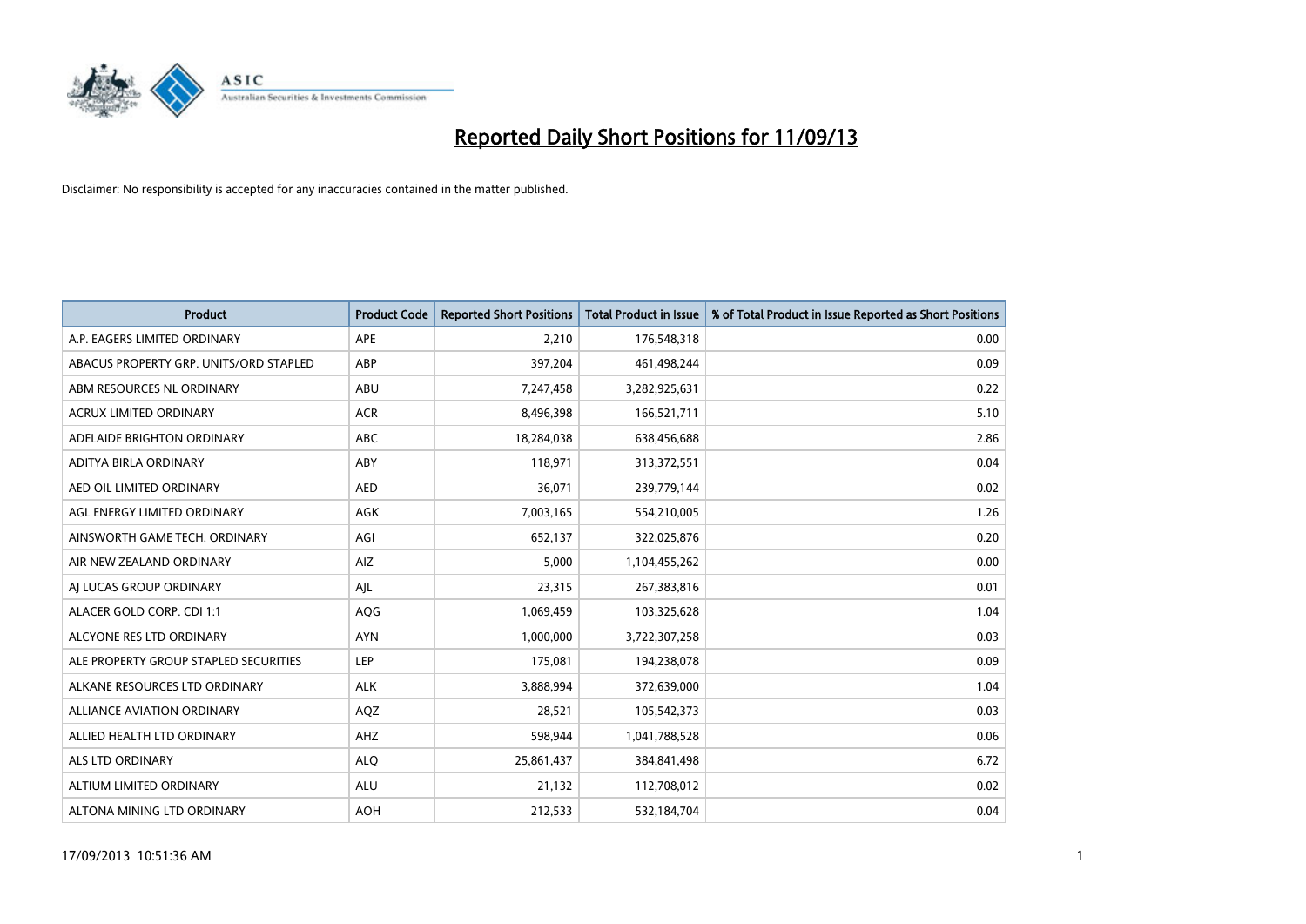# Reported Daily Short Positions for 11/09/13

Disclaimer: No responsibility is accepted for any inaccuracies contained in the matter published.

| Product | Product Code | Reported Short Positions | Total Product in Issue | % of Total Product in Issue Reported as Short Positions |
|---|---|---|---|---|
| A.P. EAGERS LIMITED ORDINARY | APE | 2,210 | 176,548,318 | 0.00 |
| ABACUS PROPERTY GRP. UNITS/ORD STAPLED | ABP | 397,204 | 461,498,244 | 0.09 |
| ABM RESOURCES NL ORDINARY | ABU | 7,247,458 | 3,282,925,631 | 0.22 |
| ACRUX LIMITED ORDINARY | ACR | 8,496,398 | 166,521,711 | 5.10 |
| ADELAIDE BRIGHTON ORDINARY | ABC | 18,284,038 | 638,456,688 | 2.86 |
| ADITYA BIRLA ORDINARY | ABY | 118,971 | 313,372,551 | 0.04 |
| AED OIL LIMITED ORDINARY | AED | 36,071 | 239,779,144 | 0.02 |
| AGL ENERGY LIMITED ORDINARY | AGK | 7,003,165 | 554,210,005 | 1.26 |
| AINSWORTH GAME TECH. ORDINARY | AGI | 652,137 | 322,025,876 | 0.20 |
| AIR NEW ZEALAND ORDINARY | AIZ | 5,000 | 1,104,455,262 | 0.00 |
| AJ LUCAS GROUP ORDINARY | AJL | 23,315 | 267,383,816 | 0.01 |
| ALACER GOLD CORP. CDI 1:1 | AQG | 1,069,459 | 103,325,628 | 1.04 |
| ALCYONE RES LTD ORDINARY | AYN | 1,000,000 | 3,722,307,258 | 0.03 |
| ALE PROPERTY GROUP STAPLED SECURITIES | LEP | 175,081 | 194,238,078 | 0.09 |
| ALKANE RESOURCES LTD ORDINARY | ALK | 3,888,994 | 372,639,000 | 1.04 |
| ALLIANCE AVIATION ORDINARY | AQZ | 28,521 | 105,542,373 | 0.03 |
| ALLIED HEALTH LTD ORDINARY | AHZ | 598,944 | 1,041,788,528 | 0.06 |
| ALS LTD ORDINARY | ALQ | 25,861,437 | 384,841,498 | 6.72 |
| ALTIUM LIMITED ORDINARY | ALU | 21,132 | 112,708,012 | 0.02 |
| ALTONA MINING LTD ORDINARY | AOH | 212,533 | 532,184,704 | 0.04 |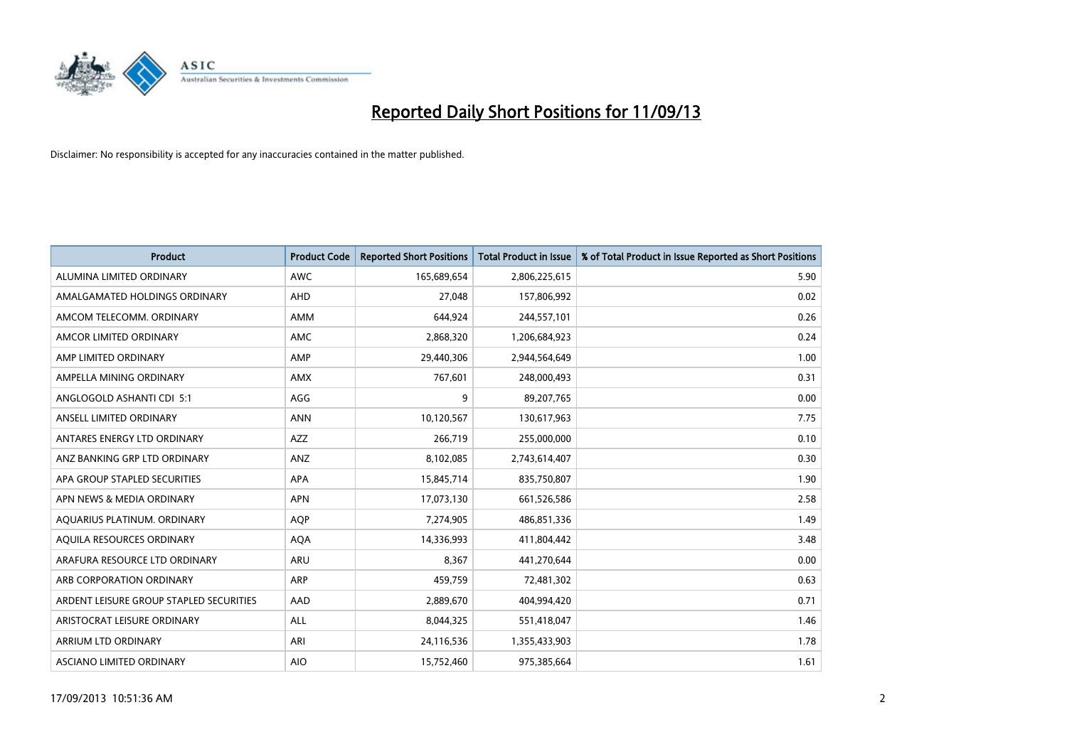# Reported Daily Short Positions for 11/09/13

Disclaimer: No responsibility is accepted for any inaccuracies contained in the matter published.

| Product | Product Code | Reported Short Positions | Total Product in Issue | % of Total Product in Issue Reported as Short Positions |
|---|---|---|---|---|
| ALUMINA LIMITED ORDINARY | AWC | 165,689,654 | 2,806,225,615 | 5.90 |
| AMALGAMATED HOLDINGS ORDINARY | AHD | 27,048 | 157,806,992 | 0.02 |
| AMCOM TELECOMM. ORDINARY | AMM | 644,924 | 244,557,101 | 0.26 |
| AMCOR LIMITED ORDINARY | AMC | 2,868,320 | 1,206,684,923 | 0.24 |
| AMP LIMITED ORDINARY | AMP | 29,440,306 | 2,944,564,649 | 1.00 |
| AMPELLA MINING ORDINARY | AMX | 767,601 | 248,000,493 | 0.31 |
| ANGLOGOLD ASHANTI CDI 5:1 | AGG | 9 | 89,207,765 | 0.00 |
| ANSELL LIMITED ORDINARY | ANN | 10,120,567 | 130,617,963 | 7.75 |
| ANTARES ENERGY LTD ORDINARY | AZZ | 266,719 | 255,000,000 | 0.10 |
| ANZ BANKING GRP LTD ORDINARY | ANZ | 8,102,085 | 2,743,614,407 | 0.30 |
| APA GROUP STAPLED SECURITIES | APA | 15,845,714 | 835,750,807 | 1.90 |
| APN NEWS & MEDIA ORDINARY | APN | 17,073,130 | 661,526,586 | 2.58 |
| AQUARIUS PLATINUM. ORDINARY | AQP | 7,274,905 | 486,851,336 | 1.49 |
| AQUILA RESOURCES ORDINARY | AQA | 14,336,993 | 411,804,442 | 3.48 |
| ARAFURA RESOURCE LTD ORDINARY | ARU | 8,367 | 441,270,644 | 0.00 |
| ARB CORPORATION ORDINARY | ARP | 459,759 | 72,481,302 | 0.63 |
| ARDENT LEISURE GROUP STAPLED SECURITIES | AAD | 2,889,670 | 404,994,420 | 0.71 |
| ARISTOCRAT LEISURE ORDINARY | ALL | 8,044,325 | 551,418,047 | 1.46 |
| ARRIUM LTD ORDINARY | ARI | 24,116,536 | 1,355,433,903 | 1.78 |
| ASCIANO LIMITED ORDINARY | AIO | 15,752,460 | 975,385,664 | 1.61 |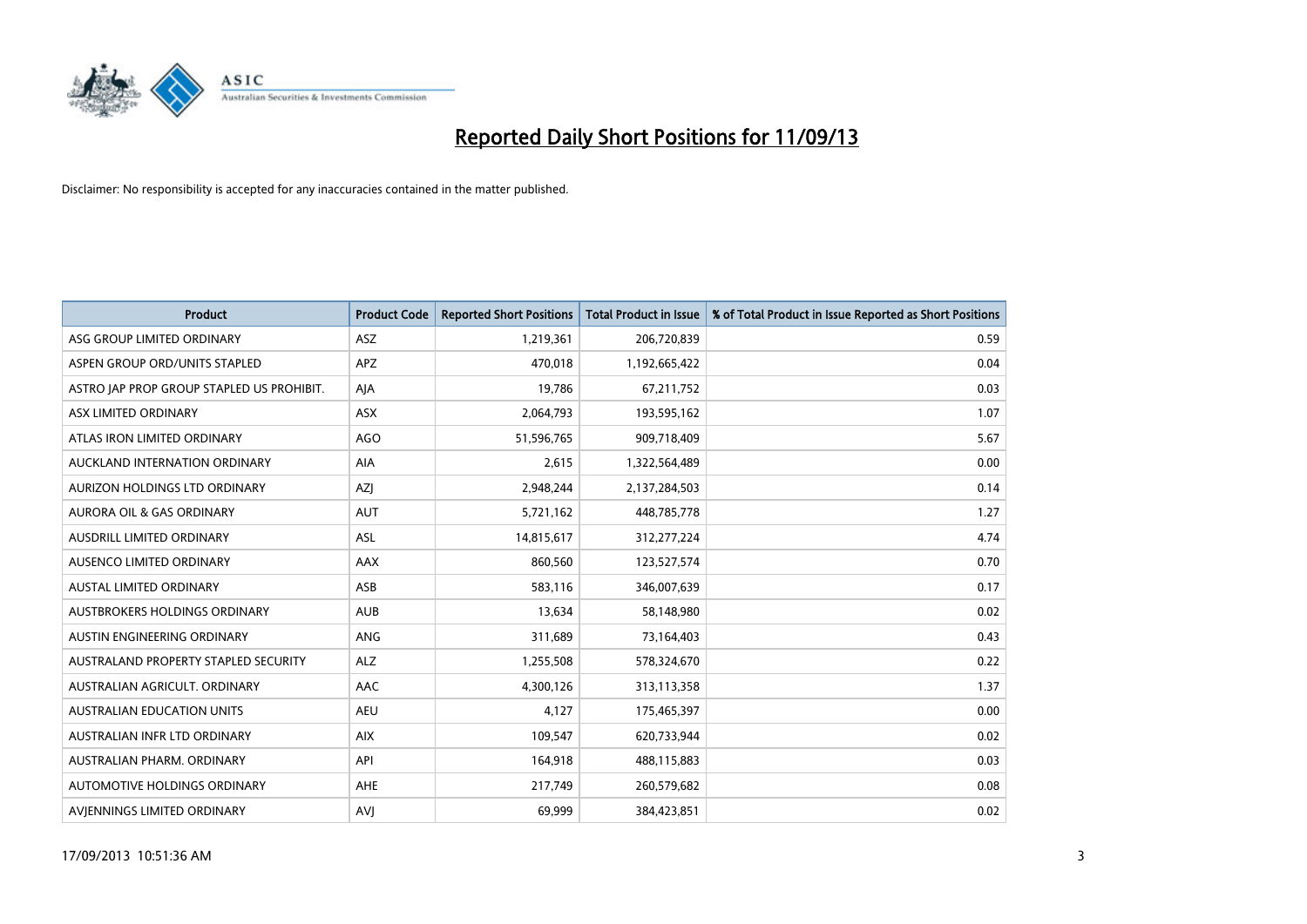# Reported Daily Short Positions for 11/09/13

Disclaimer: No responsibility is accepted for any inaccuracies contained in the matter published.

| Product | Product Code | Reported Short Positions | Total Product in Issue | % of Total Product in Issue Reported as Short Positions |
|---|---|---|---|---|
| ASG GROUP LIMITED ORDINARY | ASZ | 1,219,361 | 206,720,839 | 0.59 |
| ASPEN GROUP ORD/UNITS STAPLED | APZ | 470,018 | 1,192,665,422 | 0.04 |
| ASTRO JAP PROP GROUP STAPLED US PROHIBIT. | AJA | 19,786 | 67,211,752 | 0.03 |
| ASX LIMITED ORDINARY | ASX | 2,064,793 | 193,595,162 | 1.07 |
| ATLAS IRON LIMITED ORDINARY | AGO | 51,596,765 | 909,718,409 | 5.67 |
| AUCKLAND INTERNATION ORDINARY | AIA | 2,615 | 1,322,564,489 | 0.00 |
| AURIZON HOLDINGS LTD ORDINARY | AZJ | 2,948,244 | 2,137,284,503 | 0.14 |
| AURORA OIL & GAS ORDINARY | AUT | 5,721,162 | 448,785,778 | 1.27 |
| AUSDRILL LIMITED ORDINARY | ASL | 14,815,617 | 312,277,224 | 4.74 |
| AUSENCO LIMITED ORDINARY | AAX | 860,560 | 123,527,574 | 0.70 |
| AUSTAL LIMITED ORDINARY | ASB | 583,116 | 346,007,639 | 0.17 |
| AUSTBROKERS HOLDINGS ORDINARY | AUB | 13,634 | 58,148,980 | 0.02 |
| AUSTIN ENGINEERING ORDINARY | ANG | 311,689 | 73,164,403 | 0.43 |
| AUSTRALAND PROPERTY STAPLED SECURITY | ALZ | 1,255,508 | 578,324,670 | 0.22 |
| AUSTRALIAN AGRICULT. ORDINARY | AAC | 4,300,126 | 313,113,358 | 1.37 |
| AUSTRALIAN EDUCATION UNITS | AEU | 4,127 | 175,465,397 | 0.00 |
| AUSTRALIAN INFR LTD ORDINARY | AIX | 109,547 | 620,733,944 | 0.02 |
| AUSTRALIAN PHARM. ORDINARY | API | 164,918 | 488,115,883 | 0.03 |
| AUTOMOTIVE HOLDINGS ORDINARY | AHE | 217,749 | 260,579,682 | 0.08 |
| AVJENNINGS LIMITED ORDINARY | AVJ | 69,999 | 384,423,851 | 0.02 |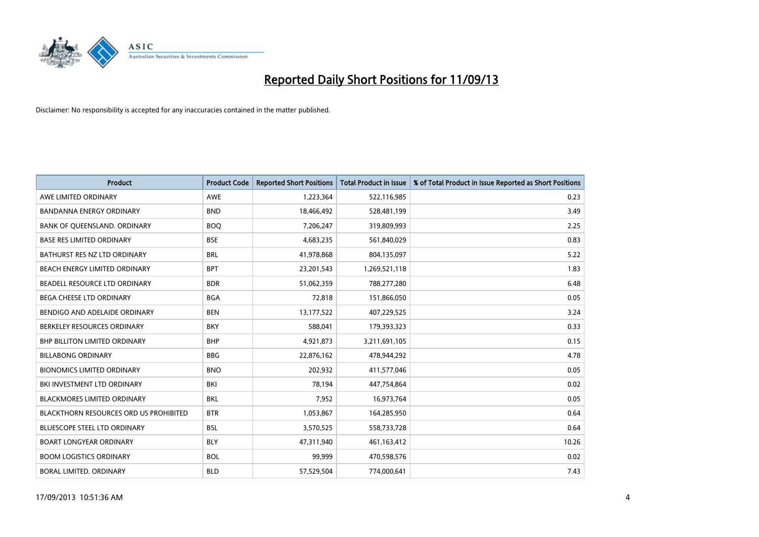# Reported Daily Short Positions for 11/09/13

Disclaimer: No responsibility is accepted for any inaccuracies contained in the matter published.

| Product | Product Code | Reported Short Positions | Total Product in Issue | % of Total Product in Issue Reported as Short Positions |
|---|---|---|---|---|
| AWE LIMITED ORDINARY | AWE | 1,223,364 | 522,116,985 | 0.23 |
| BANDANNA ENERGY ORDINARY | BND | 18,466,492 | 528,481,199 | 3.49 |
| BANK OF QUEENSLAND. ORDINARY | BOQ | 7,206,247 | 319,809,993 | 2.25 |
| BASE RES LIMITED ORDINARY | BSE | 4,683,235 | 561,840,029 | 0.83 |
| BATHURST RES NZ LTD ORDINARY | BRL | 41,978,868 | 804,135,097 | 5.22 |
| BEACH ENERGY LIMITED ORDINARY | BPT | 23,201,543 | 1,269,521,118 | 1.83 |
| BEADELL RESOURCE LTD ORDINARY | BDR | 51,062,359 | 788,277,280 | 6.48 |
| BEGA CHEESE LTD ORDINARY | BGA | 72,818 | 151,866,050 | 0.05 |
| BENDIGO AND ADELAIDE ORDINARY | BEN | 13,177,522 | 407,229,525 | 3.24 |
| BERKELEY RESOURCES ORDINARY | BKY | 588,041 | 179,393,323 | 0.33 |
| BHP BILLITON LIMITED ORDINARY | BHP | 4,921,873 | 3,211,691,105 | 0.15 |
| BILLABONG ORDINARY | BBG | 22,876,162 | 478,944,292 | 4.78 |
| BIONOMICS LIMITED ORDINARY | BNO | 202,932 | 411,577,046 | 0.05 |
| BKI INVESTMENT LTD ORDINARY | BKI | 78,194 | 447,754,864 | 0.02 |
| BLACKMORES LIMITED ORDINARY | BKL | 7,952 | 16,973,764 | 0.05 |
| BLACKTHORN RESOURCES ORD US PROHIBITED | BTR | 1,053,867 | 164,285,950 | 0.64 |
| BLUESCOPE STEEL LTD ORDINARY | BSL | 3,570,525 | 558,733,728 | 0.64 |
| BOART LONGYEAR ORDINARY | BLY | 47,311,940 | 461,163,412 | 10.26 |
| BOOM LOGISTICS ORDINARY | BOL | 99,999 | 470,598,576 | 0.02 |
| BORAL LIMITED. ORDINARY | BLD | 57,529,504 | 774,000,641 | 7.43 |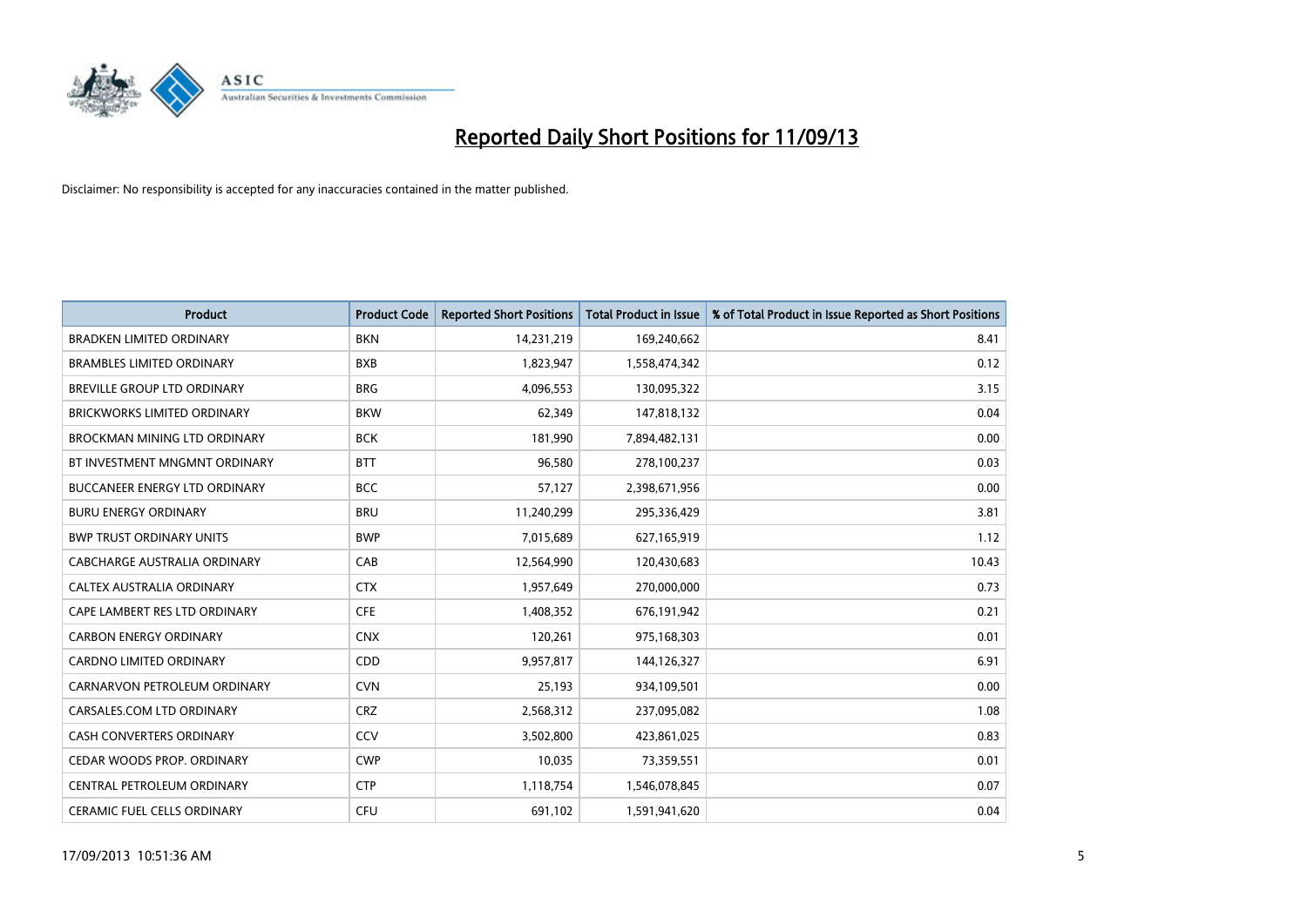# Reported Daily Short Positions for 11/09/13

Disclaimer: No responsibility is accepted for any inaccuracies contained in the matter published.

| Product | Product Code | Reported Short Positions | Total Product in Issue | % of Total Product in Issue Reported as Short Positions |
|---|---|---|---|---|
| BRADKEN LIMITED ORDINARY | BKN | 14,231,219 | 169,240,662 | 8.41 |
| BRAMBLES LIMITED ORDINARY | BXB | 1,823,947 | 1,558,474,342 | 0.12 |
| BREVILLE GROUP LTD ORDINARY | BRG | 4,096,553 | 130,095,322 | 3.15 |
| BRICKWORKS LIMITED ORDINARY | BKW | 62,349 | 147,818,132 | 0.04 |
| BROCKMAN MINING LTD ORDINARY | BCK | 181,990 | 7,894,482,131 | 0.00 |
| BT INVESTMENT MNGMNT ORDINARY | BTT | 96,580 | 278,100,237 | 0.03 |
| BUCCANEER ENERGY LTD ORDINARY | BCC | 57,127 | 2,398,671,956 | 0.00 |
| BURU ENERGY ORDINARY | BRU | 11,240,299 | 295,336,429 | 3.81 |
| BWP TRUST ORDINARY UNITS | BWP | 7,015,689 | 627,165,919 | 1.12 |
| CABCHARGE AUSTRALIA ORDINARY | CAB | 12,564,990 | 120,430,683 | 10.43 |
| CALTEX AUSTRALIA ORDINARY | CTX | 1,957,649 | 270,000,000 | 0.73 |
| CAPE LAMBERT RES LTD ORDINARY | CFE | 1,408,352 | 676,191,942 | 0.21 |
| CARBON ENERGY ORDINARY | CNX | 120,261 | 975,168,303 | 0.01 |
| CARDNO LIMITED ORDINARY | CDD | 9,957,817 | 144,126,327 | 6.91 |
| CARNARVON PETROLEUM ORDINARY | CVN | 25,193 | 934,109,501 | 0.00 |
| CARSALES.COM LTD ORDINARY | CRZ | 2,568,312 | 237,095,082 | 1.08 |
| CASH CONVERTERS ORDINARY | CCV | 3,502,800 | 423,861,025 | 0.83 |
| CEDAR WOODS PROP. ORDINARY | CWP | 10,035 | 73,359,551 | 0.01 |
| CENTRAL PETROLEUM ORDINARY | CTP | 1,118,754 | 1,546,078,845 | 0.07 |
| CERAMIC FUEL CELLS ORDINARY | CFU | 691,102 | 1,591,941,620 | 0.04 |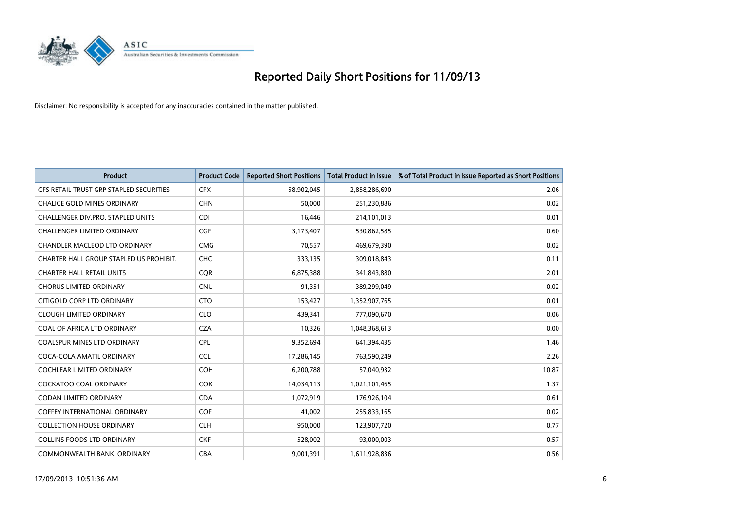# Reported Daily Short Positions for 11/09/13

Disclaimer: No responsibility is accepted for any inaccuracies contained in the matter published.

| Product | Product Code | Reported Short Positions | Total Product in Issue | % of Total Product in Issue Reported as Short Positions |
|---|---|---|---|---|
| CFS RETAIL TRUST GRP STAPLED SECURITIES | CFX | 58,902,045 | 2,858,286,690 | 2.06 |
| CHALICE GOLD MINES ORDINARY | CHN | 50,000 | 251,230,886 | 0.02 |
| CHALLENGER DIV.PRO. STAPLED UNITS | CDI | 16,446 | 214,101,013 | 0.01 |
| CHALLENGER LIMITED ORDINARY | CGF | 3,173,407 | 530,862,585 | 0.60 |
| CHANDLER MACLEOD LTD ORDINARY | CMG | 70,557 | 469,679,390 | 0.02 |
| CHARTER HALL GROUP STAPLED US PROHIBIT. | CHC | 333,135 | 309,018,843 | 0.11 |
| CHARTER HALL RETAIL UNITS | CQR | 6,875,388 | 341,843,880 | 2.01 |
| CHORUS LIMITED ORDINARY | CNU | 91,351 | 389,299,049 | 0.02 |
| CITIGOLD CORP LTD ORDINARY | CTO | 153,427 | 1,352,907,765 | 0.01 |
| CLOUGH LIMITED ORDINARY | CLO | 439,341 | 777,090,670 | 0.06 |
| COAL OF AFRICA LTD ORDINARY | CZA | 10,326 | 1,048,368,613 | 0.00 |
| COALSPUR MINES LTD ORDINARY | CPL | 9,352,694 | 641,394,435 | 1.46 |
| COCA-COLA AMATIL ORDINARY | CCL | 17,286,145 | 763,590,249 | 2.26 |
| COCHLEAR LIMITED ORDINARY | COH | 6,200,788 | 57,040,932 | 10.87 |
| COCKATOO COAL ORDINARY | COK | 14,034,113 | 1,021,101,465 | 1.37 |
| CODAN LIMITED ORDINARY | CDA | 1,072,919 | 176,926,104 | 0.61 |
| COFFEY INTERNATIONAL ORDINARY | COF | 41,002 | 255,833,165 | 0.02 |
| COLLECTION HOUSE ORDINARY | CLH | 950,000 | 123,907,720 | 0.77 |
| COLLINS FOODS LTD ORDINARY | CKF | 528,002 | 93,000,003 | 0.57 |
| COMMONWEALTH BANK. ORDINARY | CBA | 9,001,391 | 1,611,928,836 | 0.56 |

17/09/2013 10:51:36 AM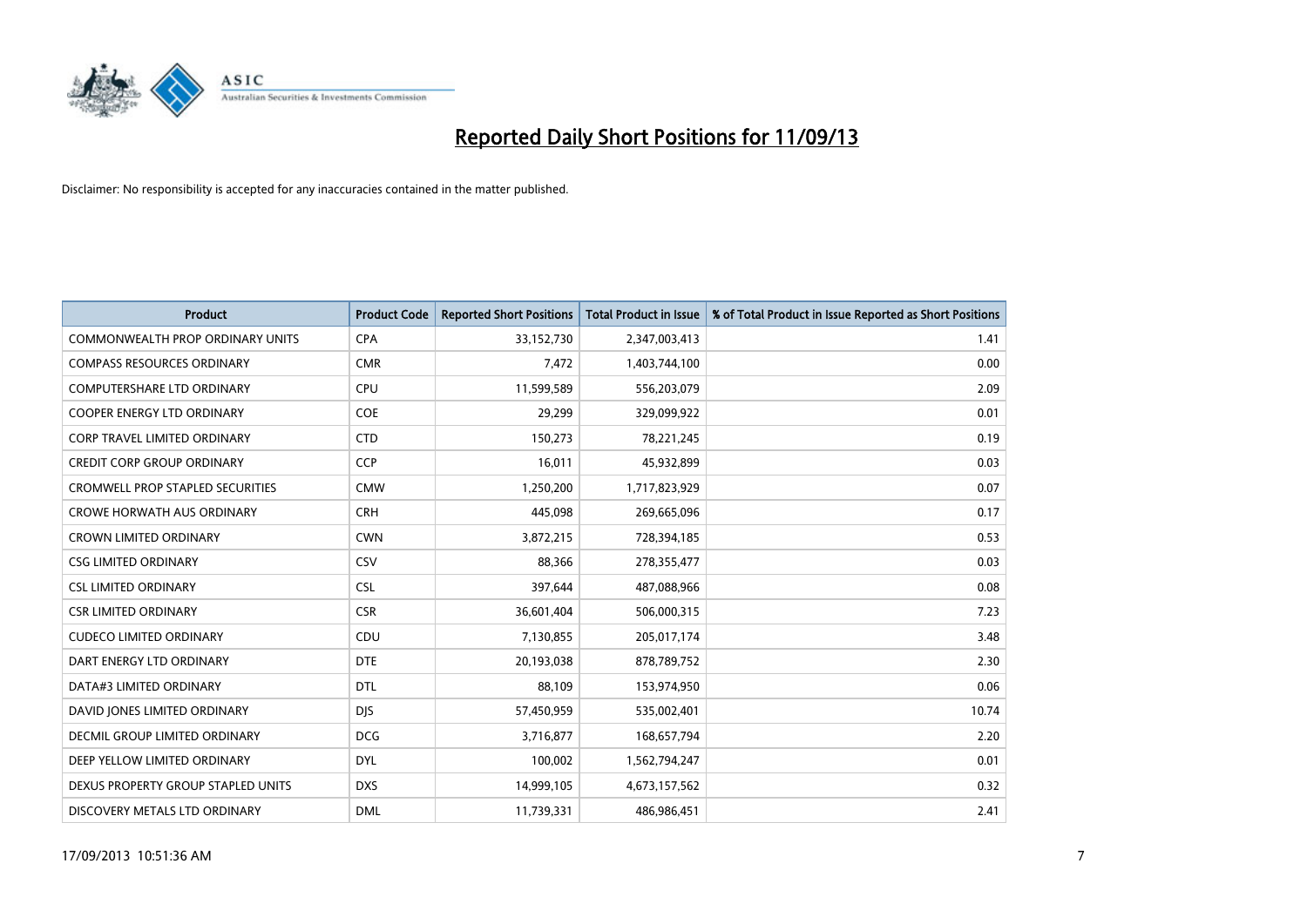# Reported Daily Short Positions for 11/09/13

Disclaimer: No responsibility is accepted for any inaccuracies contained in the matter published.

| Product | Product Code | Reported Short Positions | Total Product in Issue | % of Total Product in Issue Reported as Short Positions |
|---|---|---|---|---|
| COMMONWEALTH PROP ORDINARY UNITS | CPA | 33,152,730 | 2,347,003,413 | 1.41 |
| COMPASS RESOURCES ORDINARY | CMR | 7,472 | 1,403,744,100 | 0.00 |
| COMPUTERSHARE LTD ORDINARY | CPU | 11,599,589 | 556,203,079 | 2.09 |
| COOPER ENERGY LTD ORDINARY | COE | 29,299 | 329,099,922 | 0.01 |
| CORP TRAVEL LIMITED ORDINARY | CTD | 150,273 | 78,221,245 | 0.19 |
| CREDIT CORP GROUP ORDINARY | CCP | 16,011 | 45,932,899 | 0.03 |
| CROMWELL PROP STAPLED SECURITIES | CMW | 1,250,200 | 1,717,823,929 | 0.07 |
| CROWE HORWATH AUS ORDINARY | CRH | 445,098 | 269,665,096 | 0.17 |
| CROWN LIMITED ORDINARY | CWN | 3,872,215 | 728,394,185 | 0.53 |
| CSG LIMITED ORDINARY | CSV | 88,366 | 278,355,477 | 0.03 |
| CSL LIMITED ORDINARY | CSL | 397,644 | 487,088,966 | 0.08 |
| CSR LIMITED ORDINARY | CSR | 36,601,404 | 506,000,315 | 7.23 |
| CUDECO LIMITED ORDINARY | CDU | 7,130,855 | 205,017,174 | 3.48 |
| DART ENERGY LTD ORDINARY | DTE | 20,193,038 | 878,789,752 | 2.30 |
| DATA#3 LIMITED ORDINARY | DTL | 88,109 | 153,974,950 | 0.06 |
| DAVID JONES LIMITED ORDINARY | DJS | 57,450,959 | 535,002,401 | 10.74 |
| DECMIL GROUP LIMITED ORDINARY | DCG | 3,716,877 | 168,657,794 | 2.20 |
| DEEP YELLOW LIMITED ORDINARY | DYL | 100,002 | 1,562,794,247 | 0.01 |
| DEXUS PROPERTY GROUP STAPLED UNITS | DXS | 14,999,105 | 4,673,157,562 | 0.32 |
| DISCOVERY METALS LTD ORDINARY | DML | 11,739,331 | 486,986,451 | 2.41 |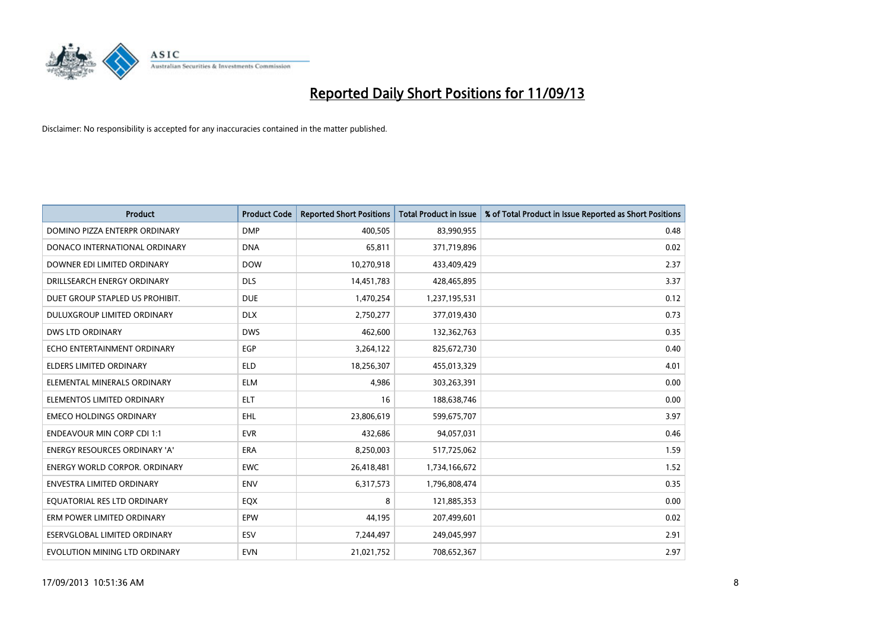# Reported Daily Short Positions for 11/09/13

Disclaimer: No responsibility is accepted for any inaccuracies contained in the matter published.

| Product | Product Code | Reported Short Positions | Total Product in Issue | % of Total Product in Issue Reported as Short Positions |
|---|---|---|---|---|
| DOMINO PIZZA ENTERPR ORDINARY | DMP | 400,505 | 83,990,955 | 0.48 |
| DONACO INTERNATIONAL ORDINARY | DNA | 65,811 | 371,719,896 | 0.02 |
| DOWNER EDI LIMITED ORDINARY | DOW | 10,270,918 | 433,409,429 | 2.37 |
| DRILLSEARCH ENERGY ORDINARY | DLS | 14,451,783 | 428,465,895 | 3.37 |
| DUET GROUP STAPLED US PROHIBIT. | DUE | 1,470,254 | 1,237,195,531 | 0.12 |
| DULUXGROUP LIMITED ORDINARY | DLX | 2,750,277 | 377,019,430 | 0.73 |
| DWS LTD ORDINARY | DWS | 462,600 | 132,362,763 | 0.35 |
| ECHO ENTERTAINMENT ORDINARY | EGP | 3,264,122 | 825,672,730 | 0.40 |
| ELDERS LIMITED ORDINARY | ELD | 18,256,307 | 455,013,329 | 4.01 |
| ELEMENTAL MINERALS ORDINARY | ELM | 4,986 | 303,263,391 | 0.00 |
| ELEMENTOS LIMITED ORDINARY | ELT | 16 | 188,638,746 | 0.00 |
| EMECO HOLDINGS ORDINARY | EHL | 23,806,619 | 599,675,707 | 3.97 |
| ENDEAVOUR MIN CORP CDI 1:1 | EVR | 432,686 | 94,057,031 | 0.46 |
| ENERGY RESOURCES ORDINARY 'A' | ERA | 8,250,003 | 517,725,062 | 1.59 |
| ENERGY WORLD CORPOR. ORDINARY | EWC | 26,418,481 | 1,734,166,672 | 1.52 |
| ENVESTRA LIMITED ORDINARY | ENV | 6,317,573 | 1,796,808,474 | 0.35 |
| EQUATORIAL RES LTD ORDINARY | EQX | 8 | 121,885,353 | 0.00 |
| ERM POWER LIMITED ORDINARY | EPW | 44,195 | 207,499,601 | 0.02 |
| ESERVGLOBAL LIMITED ORDINARY | ESV | 7,244,497 | 249,045,997 | 2.91 |
| EVOLUTION MINING LTD ORDINARY | EVN | 21,021,752 | 708,652,367 | 2.97 |

17/09/2013 10:51:36 AM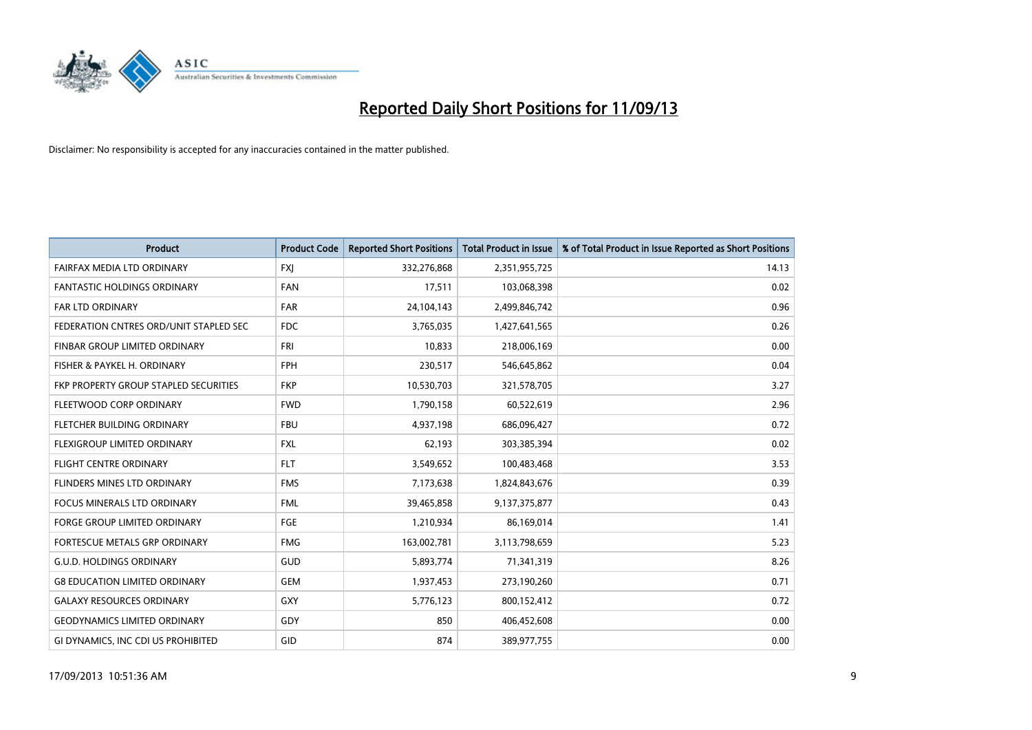# Reported Daily Short Positions for 11/09/13

Disclaimer: No responsibility is accepted for any inaccuracies contained in the matter published.

| Product | Product Code | Reported Short Positions | Total Product in Issue | % of Total Product in Issue Reported as Short Positions |
|---|---|---|---|---|
| FAIRFAX MEDIA LTD ORDINARY | FXJ | 332,276,868 | 2,351,955,725 | 14.13 |
| FANTASTIC HOLDINGS ORDINARY | FAN | 17,511 | 103,068,398 | 0.02 |
| FAR LTD ORDINARY | FAR | 24,104,143 | 2,499,846,742 | 0.96 |
| FEDERATION CNTRES ORD/UNIT STAPLED SEC | FDC | 3,765,035 | 1,427,641,565 | 0.26 |
| FINBAR GROUP LIMITED ORDINARY | FRI | 10,833 | 218,006,169 | 0.00 |
| FISHER & PAYKEL H. ORDINARY | FPH | 230,517 | 546,645,862 | 0.04 |
| FKP PROPERTY GROUP STAPLED SECURITIES | FKP | 10,530,703 | 321,578,705 | 3.27 |
| FLEETWOOD CORP ORDINARY | FWD | 1,790,158 | 60,522,619 | 2.96 |
| FLETCHER BUILDING ORDINARY | FBU | 4,937,198 | 686,096,427 | 0.72 |
| FLEXIGROUP LIMITED ORDINARY | FXL | 62,193 | 303,385,394 | 0.02 |
| FLIGHT CENTRE ORDINARY | FLT | 3,549,652 | 100,483,468 | 3.53 |
| FLINDERS MINES LTD ORDINARY | FMS | 7,173,638 | 1,824,843,676 | 0.39 |
| FOCUS MINERALS LTD ORDINARY | FML | 39,465,858 | 9,137,375,877 | 0.43 |
| FORGE GROUP LIMITED ORDINARY | FGE | 1,210,934 | 86,169,014 | 1.41 |
| FORTESCUE METALS GRP ORDINARY | FMG | 163,002,781 | 3,113,798,659 | 5.23 |
| G.U.D. HOLDINGS ORDINARY | GUD | 5,893,774 | 71,341,319 | 8.26 |
| G8 EDUCATION LIMITED ORDINARY | GEM | 1,937,453 | 273,190,260 | 0.71 |
| GALAXY RESOURCES ORDINARY | GXY | 5,776,123 | 800,152,412 | 0.72 |
| GEODYNAMICS LIMITED ORDINARY | GDY | 850 | 406,452,608 | 0.00 |
| GI DYNAMICS, INC CDI US PROHIBITED | GID | 874 | 389,977,755 | 0.00 |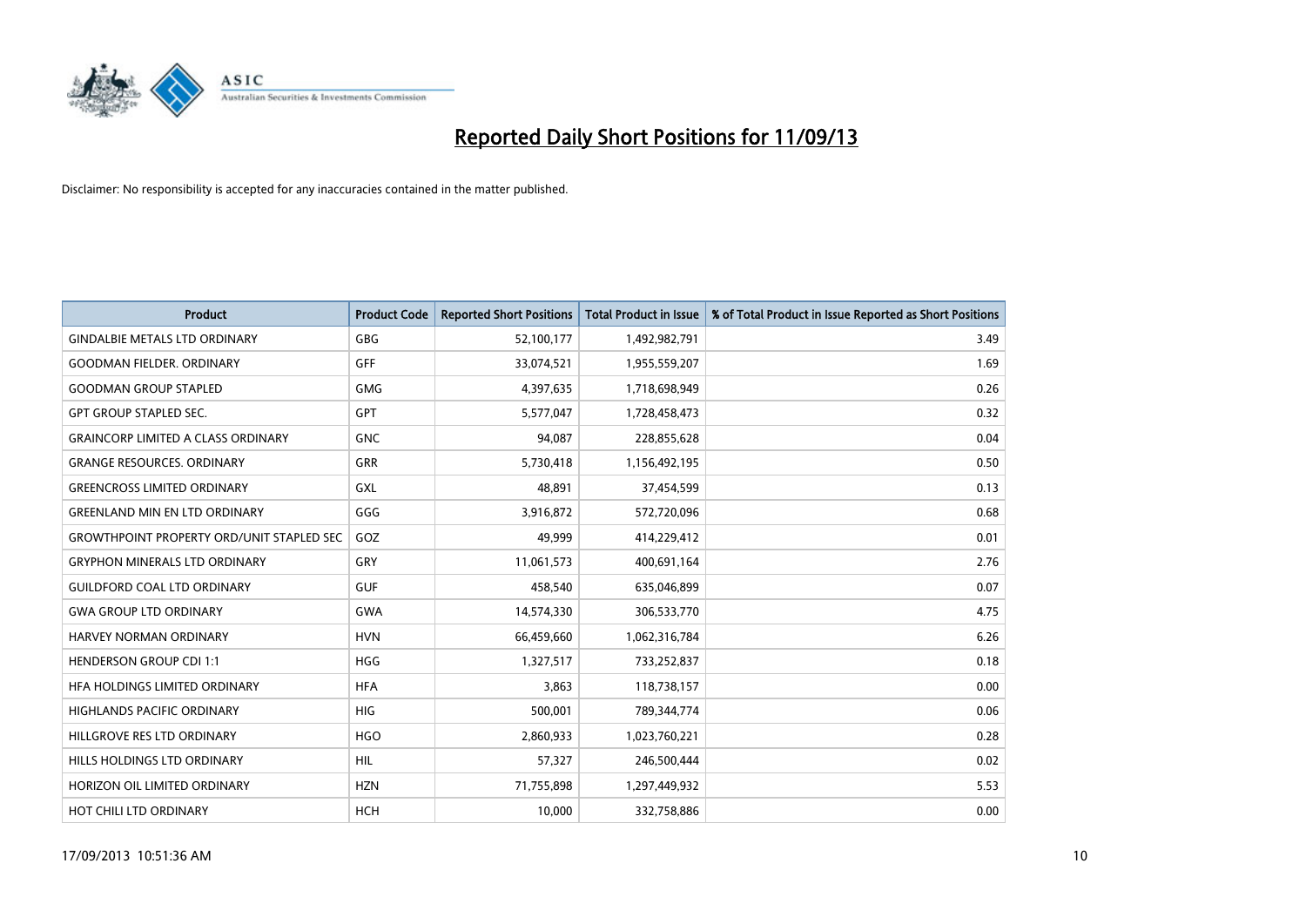# Reported Daily Short Positions for 11/09/13

Disclaimer: No responsibility is accepted for any inaccuracies contained in the matter published.

| Product | Product Code | Reported Short Positions | Total Product in Issue | % of Total Product in Issue Reported as Short Positions |
|---|---|---|---|---|
| GINDALBIE METALS LTD ORDINARY | GBG | 52,100,177 | 1,492,982,791 | 3.49 |
| GOODMAN FIELDER. ORDINARY | GFF | 33,074,521 | 1,955,559,207 | 1.69 |
| GOODMAN GROUP STAPLED | GMG | 4,397,635 | 1,718,698,949 | 0.26 |
| GPT GROUP STAPLED SEC. | GPT | 5,577,047 | 1,728,458,473 | 0.32 |
| GRAINCORP LIMITED A CLASS ORDINARY | GNC | 94,087 | 228,855,628 | 0.04 |
| GRANGE RESOURCES. ORDINARY | GRR | 5,730,418 | 1,156,492,195 | 0.50 |
| GREENCROSS LIMITED ORDINARY | GXL | 48,891 | 37,454,599 | 0.13 |
| GREENLAND MIN EN LTD ORDINARY | GGG | 3,916,872 | 572,720,096 | 0.68 |
| GROWTHPOINT PROPERTY ORD/UNIT STAPLED SEC | GOZ | 49,999 | 414,229,412 | 0.01 |
| GRYPHON MINERALS LTD ORDINARY | GRY | 11,061,573 | 400,691,164 | 2.76 |
| GUILDFORD COAL LTD ORDINARY | GUF | 458,540 | 635,046,899 | 0.07 |
| GWA GROUP LTD ORDINARY | GWA | 14,574,330 | 306,533,770 | 4.75 |
| HARVEY NORMAN ORDINARY | HVN | 66,459,660 | 1,062,316,784 | 6.26 |
| HENDERSON GROUP CDI 1:1 | HGG | 1,327,517 | 733,252,837 | 0.18 |
| HFA HOLDINGS LIMITED ORDINARY | HFA | 3,863 | 118,738,157 | 0.00 |
| HIGHLANDS PACIFIC ORDINARY | HIG | 500,001 | 789,344,774 | 0.06 |
| HILLGROVE RES LTD ORDINARY | HGO | 2,860,933 | 1,023,760,221 | 0.28 |
| HILLS HOLDINGS LTD ORDINARY | HIL | 57,327 | 246,500,444 | 0.02 |
| HORIZON OIL LIMITED ORDINARY | HZN | 71,755,898 | 1,297,449,932 | 5.53 |
| HOT CHILI LTD ORDINARY | HCH | 10,000 | 332,758,886 | 0.00 |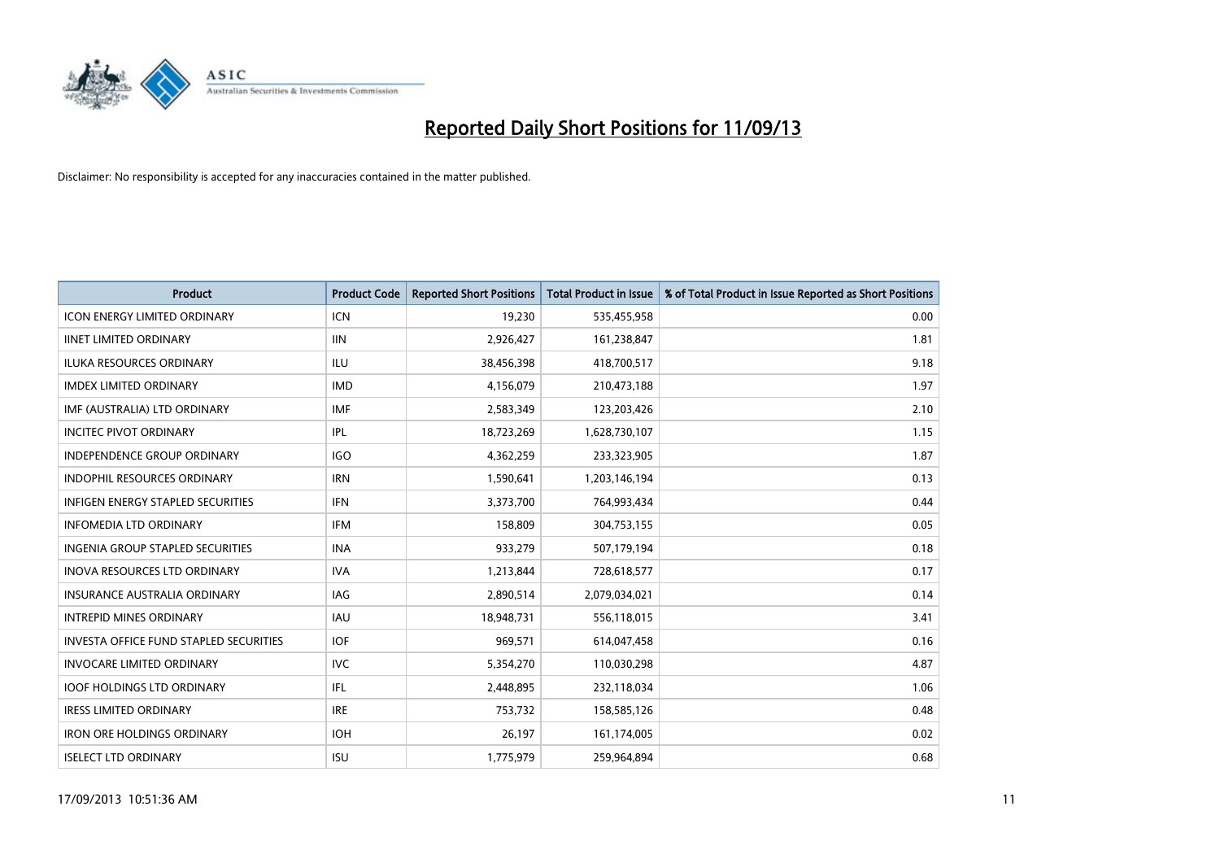# Reported Daily Short Positions for 11/09/13

Disclaimer: No responsibility is accepted for any inaccuracies contained in the matter published.

| Product | Product Code | Reported Short Positions | Total Product in Issue | % of Total Product in Issue Reported as Short Positions |
|---|---|---|---|---|
| ICON ENERGY LIMITED ORDINARY | ICN | 19,230 | 535,455,958 | 0.00 |
| IINET LIMITED ORDINARY | IIN | 2,926,427 | 161,238,847 | 1.81 |
| ILUKA RESOURCES ORDINARY | ILU | 38,456,398 | 418,700,517 | 9.18 |
| IMDEX LIMITED ORDINARY | IMD | 4,156,079 | 210,473,188 | 1.97 |
| IMF (AUSTRALIA) LTD ORDINARY | IMF | 2,583,349 | 123,203,426 | 2.10 |
| INCITEC PIVOT ORDINARY | IPL | 18,723,269 | 1,628,730,107 | 1.15 |
| INDEPENDENCE GROUP ORDINARY | IGO | 4,362,259 | 233,323,905 | 1.87 |
| INDOPHIL RESOURCES ORDINARY | IRN | 1,590,641 | 1,203,146,194 | 0.13 |
| INFIGEN ENERGY STAPLED SECURITIES | IFN | 3,373,700 | 764,993,434 | 0.44 |
| INFOMEDIA LTD ORDINARY | IFM | 158,809 | 304,753,155 | 0.05 |
| INGENIA GROUP STAPLED SECURITIES | INA | 933,279 | 507,179,194 | 0.18 |
| INOVA RESOURCES LTD ORDINARY | IVA | 1,213,844 | 728,618,577 | 0.17 |
| INSURANCE AUSTRALIA ORDINARY | IAG | 2,890,514 | 2,079,034,021 | 0.14 |
| INTREPID MINES ORDINARY | IAU | 18,948,731 | 556,118,015 | 3.41 |
| INVESTA OFFICE FUND STAPLED SECURITIES | IOF | 969,571 | 614,047,458 | 0.16 |
| INVOCARE LIMITED ORDINARY | IVC | 5,354,270 | 110,030,298 | 4.87 |
| IOOF HOLDINGS LTD ORDINARY | IFL | 2,448,895 | 232,118,034 | 1.06 |
| IRESS LIMITED ORDINARY | IRE | 753,732 | 158,585,126 | 0.48 |
| IRON ORE HOLDINGS ORDINARY | IOH | 26,197 | 161,174,005 | 0.02 |
| ISELECT LTD ORDINARY | ISU | 1,775,979 | 259,964,894 | 0.68 |

17/09/2013 10:51:36 AM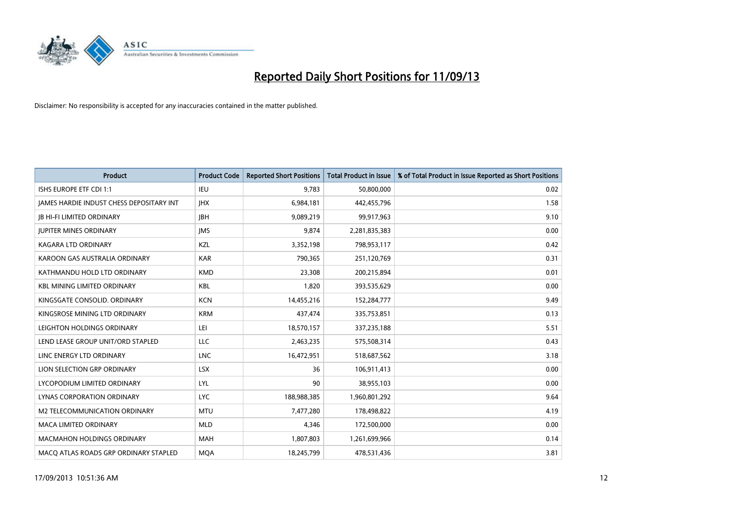# Reported Daily Short Positions for 11/09/13

Disclaimer: No responsibility is accepted for any inaccuracies contained in the matter published.

| Product | Product Code | Reported Short Positions | Total Product in Issue | % of Total Product in Issue Reported as Short Positions |
|---|---|---|---|---|
| ISHS EUROPE ETF CDI 1:1 | IEU | 9,783 | 50,800,000 | 0.02 |
| JAMES HARDIE INDUST CHESS DEPOSITARY INT | JHX | 6,984,181 | 442,455,796 | 1.58 |
| JB HI-FI LIMITED ORDINARY | JBH | 9,089,219 | 99,917,963 | 9.10 |
| JUPITER MINES ORDINARY | JMS | 9,874 | 2,281,835,383 | 0.00 |
| KAGARA LTD ORDINARY | KZL | 3,352,198 | 798,953,117 | 0.42 |
| KAROON GAS AUSTRALIA ORDINARY | KAR | 790,365 | 251,120,769 | 0.31 |
| KATHMANDU HOLD LTD ORDINARY | KMD | 23,308 | 200,215,894 | 0.01 |
| KBL MINING LIMITED ORDINARY | KBL | 1,820 | 393,535,629 | 0.00 |
| KINGSGATE CONSOLID. ORDINARY | KCN | 14,455,216 | 152,284,777 | 9.49 |
| KINGSROSE MINING LTD ORDINARY | KRM | 437,474 | 335,753,851 | 0.13 |
| LEIGHTON HOLDINGS ORDINARY | LEI | 18,570,157 | 337,235,188 | 5.51 |
| LEND LEASE GROUP UNIT/ORD STAPLED | LLC | 2,463,235 | 575,508,314 | 0.43 |
| LINC ENERGY LTD ORDINARY | LNC | 16,472,951 | 518,687,562 | 3.18 |
| LION SELECTION GRP ORDINARY | LSX | 36 | 106,911,413 | 0.00 |
| LYCOPODIUM LIMITED ORDINARY | LYL | 90 | 38,955,103 | 0.00 |
| LYNAS CORPORATION ORDINARY | LYC | 188,988,385 | 1,960,801,292 | 9.64 |
| M2 TELECOMMUNICATION ORDINARY | MTU | 7,477,280 | 178,498,822 | 4.19 |
| MACA LIMITED ORDINARY | MLD | 4,346 | 172,500,000 | 0.00 |
| MACMAHON HOLDINGS ORDINARY | MAH | 1,807,803 | 1,261,699,966 | 0.14 |
| MACQ ATLAS ROADS GRP ORDINARY STAPLED | MQA | 18,245,799 | 478,531,436 | 3.81 |

17/09/2013 10:51:36 AM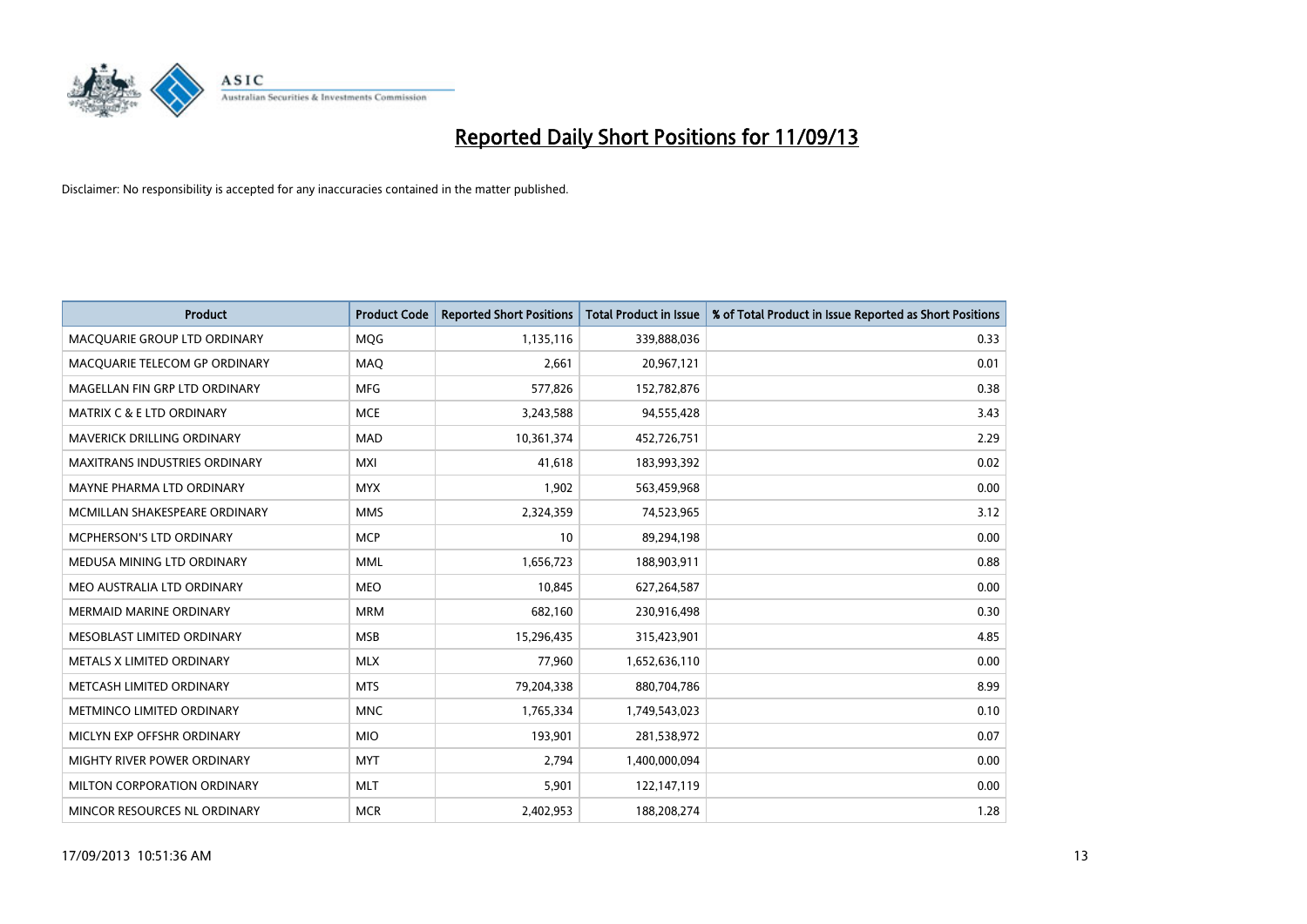# Reported Daily Short Positions for 11/09/13

Disclaimer: No responsibility is accepted for any inaccuracies contained in the matter published.

| Product | Product Code | Reported Short Positions | Total Product in Issue | % of Total Product in Issue Reported as Short Positions |
|---|---|---|---|---|
| MACQUARIE GROUP LTD ORDINARY | MQG | 1,135,116 | 339,888,036 | 0.33 |
| MACQUARIE TELECOM GP ORDINARY | MAQ | 2,661 | 20,967,121 | 0.01 |
| MAGELLAN FIN GRP LTD ORDINARY | MFG | 577,826 | 152,782,876 | 0.38 |
| MATRIX C & E LTD ORDINARY | MCE | 3,243,588 | 94,555,428 | 3.43 |
| MAVERICK DRILLING ORDINARY | MAD | 10,361,374 | 452,726,751 | 2.29 |
| MAXITRANS INDUSTRIES ORDINARY | MXI | 41,618 | 183,993,392 | 0.02 |
| MAYNE PHARMA LTD ORDINARY | MYX | 1,902 | 563,459,968 | 0.00 |
| MCMILLAN SHAKESPEARE ORDINARY | MMS | 2,324,359 | 74,523,965 | 3.12 |
| MCPHERSON'S LTD ORDINARY | MCP | 10 | 89,294,198 | 0.00 |
| MEDUSA MINING LTD ORDINARY | MML | 1,656,723 | 188,903,911 | 0.88 |
| MEO AUSTRALIA LTD ORDINARY | MEO | 10,845 | 627,264,587 | 0.00 |
| MERMAID MARINE ORDINARY | MRM | 682,160 | 230,916,498 | 0.30 |
| MESOBLAST LIMITED ORDINARY | MSB | 15,296,435 | 315,423,901 | 4.85 |
| METALS X LIMITED ORDINARY | MLX | 77,960 | 1,652,636,110 | 0.00 |
| METCASH LIMITED ORDINARY | MTS | 79,204,338 | 880,704,786 | 8.99 |
| METMINCO LIMITED ORDINARY | MNC | 1,765,334 | 1,749,543,023 | 0.10 |
| MICLYN EXP OFFSHR ORDINARY | MIO | 193,901 | 281,538,972 | 0.07 |
| MIGHTY RIVER POWER ORDINARY | MYT | 2,794 | 1,400,000,094 | 0.00 |
| MILTON CORPORATION ORDINARY | MLT | 5,901 | 122,147,119 | 0.00 |
| MINCOR RESOURCES NL ORDINARY | MCR | 2,402,953 | 188,208,274 | 1.28 |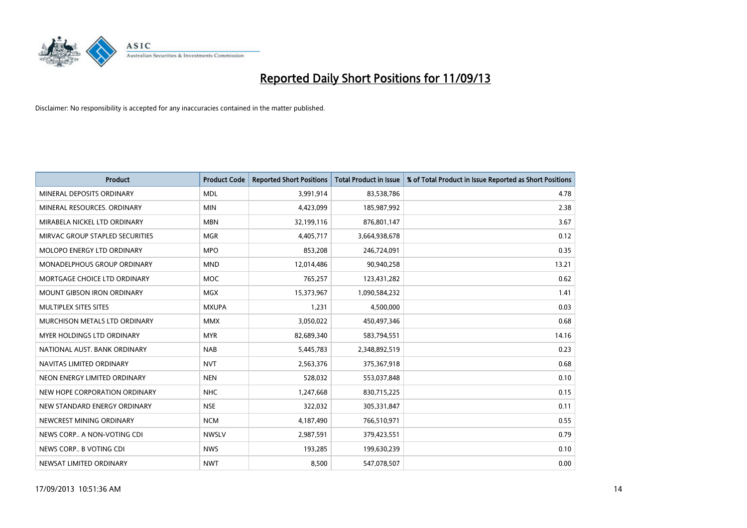# Reported Daily Short Positions for 11/09/13

Disclaimer: No responsibility is accepted for any inaccuracies contained in the matter published.

| Product | Product Code | Reported Short Positions | Total Product in Issue | % of Total Product in Issue Reported as Short Positions |
|---|---|---|---|---|
| MINERAL DEPOSITS ORDINARY | MDL | 3,991,914 | 83,538,786 | 4.78 |
| MINERAL RESOURCES. ORDINARY | MIN | 4,423,099 | 185,987,992 | 2.38 |
| MIRABELA NICKEL LTD ORDINARY | MBN | 32,199,116 | 876,801,147 | 3.67 |
| MIRVAC GROUP STAPLED SECURITIES | MGR | 4,405,717 | 3,664,938,678 | 0.12 |
| MOLOPO ENERGY LTD ORDINARY | MPO | 853,208 | 246,724,091 | 0.35 |
| MONADELPHOUS GROUP ORDINARY | MND | 12,014,486 | 90,940,258 | 13.21 |
| MORTGAGE CHOICE LTD ORDINARY | MOC | 765,257 | 123,431,282 | 0.62 |
| MOUNT GIBSON IRON ORDINARY | MGX | 15,373,967 | 1,090,584,232 | 1.41 |
| MULTIPLEX SITES SITES | MXUPA | 1,231 | 4,500,000 | 0.03 |
| MURCHISON METALS LTD ORDINARY | MMX | 3,050,022 | 450,497,346 | 0.68 |
| MYER HOLDINGS LTD ORDINARY | MYR | 82,689,340 | 583,794,551 | 14.16 |
| NATIONAL AUST. BANK ORDINARY | NAB | 5,445,783 | 2,348,892,519 | 0.23 |
| NAVITAS LIMITED ORDINARY | NVT | 2,563,376 | 375,367,918 | 0.68 |
| NEON ENERGY LIMITED ORDINARY | NEN | 528,032 | 553,037,848 | 0.10 |
| NEW HOPE CORPORATION ORDINARY | NHC | 1,247,668 | 830,715,225 | 0.15 |
| NEW STANDARD ENERGY ORDINARY | NSE | 322,032 | 305,331,847 | 0.11 |
| NEWCREST MINING ORDINARY | NCM | 4,187,490 | 766,510,971 | 0.55 |
| NEWS CORP.. A NON-VOTING CDI | NWSLV | 2,987,591 | 379,423,551 | 0.79 |
| NEWS CORP.. B VOTING CDI | NWS | 193,285 | 199,630,239 | 0.10 |
| NEWSAT LIMITED ORDINARY | NWT | 8,500 | 547,078,507 | 0.00 |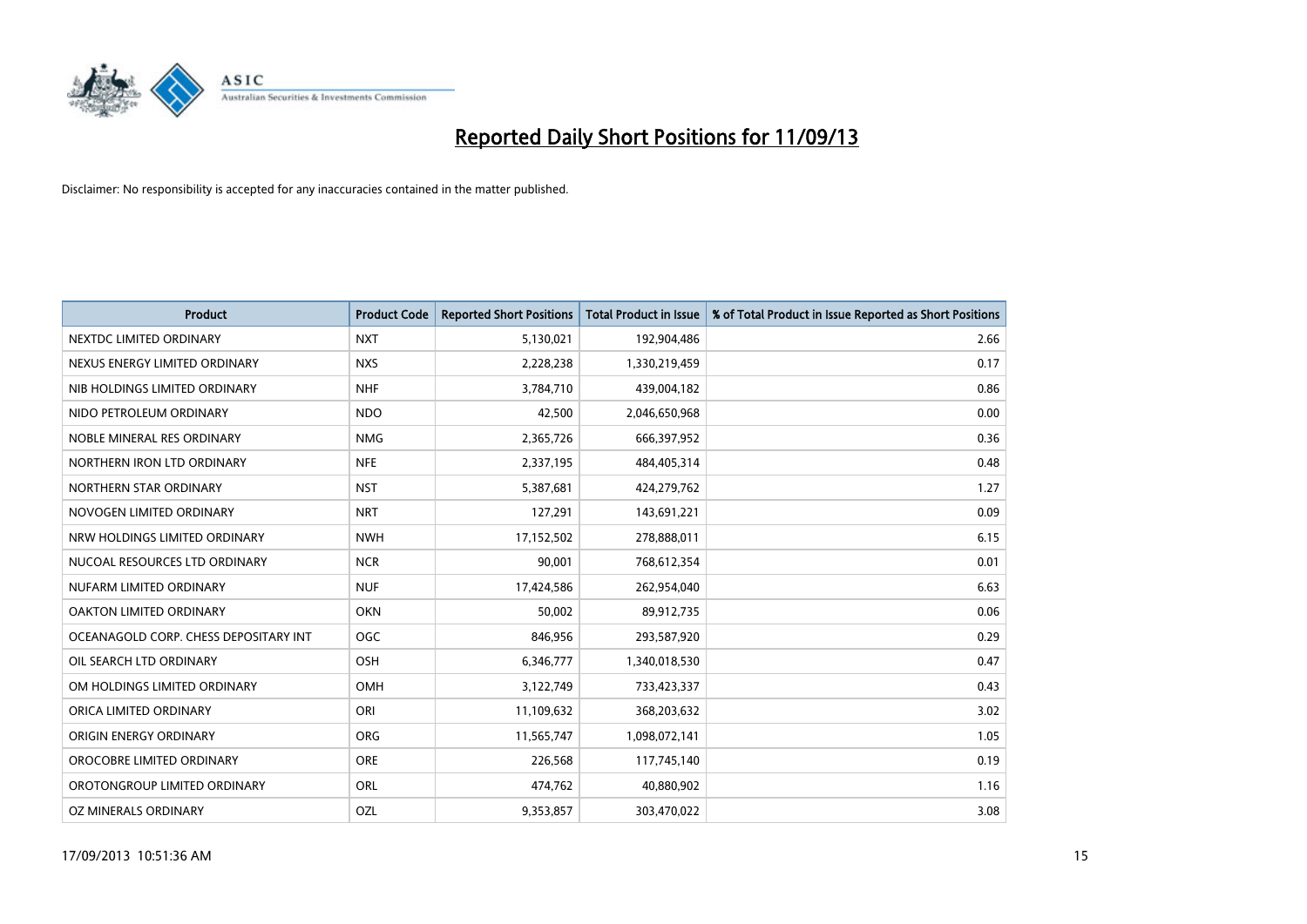# Reported Daily Short Positions for 11/09/13

Disclaimer: No responsibility is accepted for any inaccuracies contained in the matter published.

| Product | Product Code | Reported Short Positions | Total Product in Issue | % of Total Product in Issue Reported as Short Positions |
|---|---|---|---|---|
| NEXTDC LIMITED ORDINARY | NXT | 5,130,021 | 192,904,486 | 2.66 |
| NEXUS ENERGY LIMITED ORDINARY | NXS | 2,228,238 | 1,330,219,459 | 0.17 |
| NIB HOLDINGS LIMITED ORDINARY | NHF | 3,784,710 | 439,004,182 | 0.86 |
| NIDO PETROLEUM ORDINARY | NDO | 42,500 | 2,046,650,968 | 0.00 |
| NOBLE MINERAL RES ORDINARY | NMG | 2,365,726 | 666,397,952 | 0.36 |
| NORTHERN IRON LTD ORDINARY | NFE | 2,337,195 | 484,405,314 | 0.48 |
| NORTHERN STAR ORDINARY | NST | 5,387,681 | 424,279,762 | 1.27 |
| NOVOGEN LIMITED ORDINARY | NRT | 127,291 | 143,691,221 | 0.09 |
| NRW HOLDINGS LIMITED ORDINARY | NWH | 17,152,502 | 278,888,011 | 6.15 |
| NUCOAL RESOURCES LTD ORDINARY | NCR | 90,001 | 768,612,354 | 0.01 |
| NUFARM LIMITED ORDINARY | NUF | 17,424,586 | 262,954,040 | 6.63 |
| OAKTON LIMITED ORDINARY | OKN | 50,002 | 89,912,735 | 0.06 |
| OCEANAGOLD CORP. CHESS DEPOSITARY INT | OGC | 846,956 | 293,587,920 | 0.29 |
| OIL SEARCH LTD ORDINARY | OSH | 6,346,777 | 1,340,018,530 | 0.47 |
| OM HOLDINGS LIMITED ORDINARY | OMH | 3,122,749 | 733,423,337 | 0.43 |
| ORICA LIMITED ORDINARY | ORI | 11,109,632 | 368,203,632 | 3.02 |
| ORIGIN ENERGY ORDINARY | ORG | 11,565,747 | 1,098,072,141 | 1.05 |
| OROCOBRE LIMITED ORDINARY | ORE | 226,568 | 117,745,140 | 0.19 |
| OROTONGROUP LIMITED ORDINARY | ORL | 474,762 | 40,880,902 | 1.16 |
| OZ MINERALS ORDINARY | OZL | 9,353,857 | 303,470,022 | 3.08 |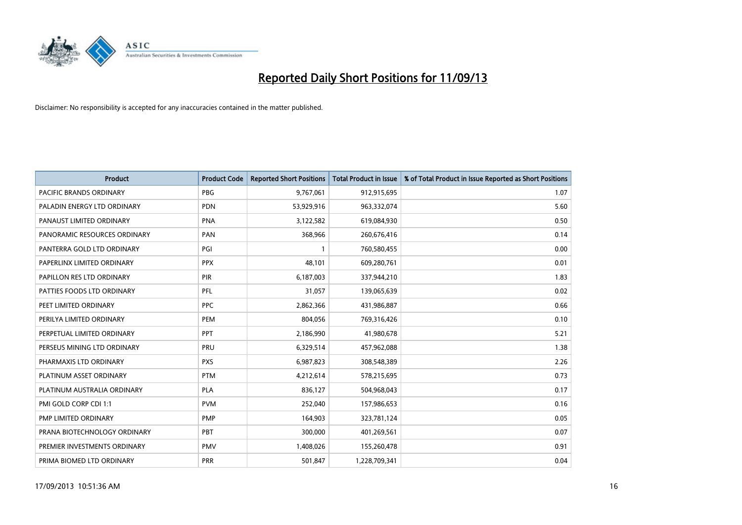# Reported Daily Short Positions for 11/09/13

Disclaimer: No responsibility is accepted for any inaccuracies contained in the matter published.

| Product | Product Code | Reported Short Positions | Total Product in Issue | % of Total Product in Issue Reported as Short Positions |
|---|---|---|---|---|
| PACIFIC BRANDS ORDINARY | PBG | 9,767,061 | 912,915,695 | 1.07 |
| PALADIN ENERGY LTD ORDINARY | PDN | 53,929,916 | 963,332,074 | 5.60 |
| PANAUST LIMITED ORDINARY | PNA | 3,122,582 | 619,084,930 | 0.50 |
| PANORAMIC RESOURCES ORDINARY | PAN | 368,966 | 260,676,416 | 0.14 |
| PANTERRA GOLD LTD ORDINARY | PGI | 1 | 760,580,455 | 0.00 |
| PAPERLINX LIMITED ORDINARY | PPX | 48,101 | 609,280,761 | 0.01 |
| PAPILLON RES LTD ORDINARY | PIR | 6,187,003 | 337,944,210 | 1.83 |
| PATTIES FOODS LTD ORDINARY | PFL | 31,057 | 139,065,639 | 0.02 |
| PEET LIMITED ORDINARY | PPC | 2,862,366 | 431,986,887 | 0.66 |
| PERILYA LIMITED ORDINARY | PEM | 804,056 | 769,316,426 | 0.10 |
| PERPETUAL LIMITED ORDINARY | PPT | 2,186,990 | 41,980,678 | 5.21 |
| PERSEUS MINING LTD ORDINARY | PRU | 6,329,514 | 457,962,088 | 1.38 |
| PHARMAXIS LTD ORDINARY | PXS | 6,987,823 | 308,548,389 | 2.26 |
| PLATINUM ASSET ORDINARY | PTM | 4,212,614 | 578,215,695 | 0.73 |
| PLATINUM AUSTRALIA ORDINARY | PLA | 836,127 | 504,968,043 | 0.17 |
| PMI GOLD CORP CDI 1:1 | PVM | 252,040 | 157,986,653 | 0.16 |
| PMP LIMITED ORDINARY | PMP | 164,903 | 323,781,124 | 0.05 |
| PRANA BIOTECHNOLOGY ORDINARY | PBT | 300,000 | 401,269,561 | 0.07 |
| PREMIER INVESTMENTS ORDINARY | PMV | 1,408,026 | 155,260,478 | 0.91 |
| PRIMA BIOMED LTD ORDINARY | PRR | 501,847 | 1,228,709,341 | 0.04 |

17/09/2013 10:51:36 AM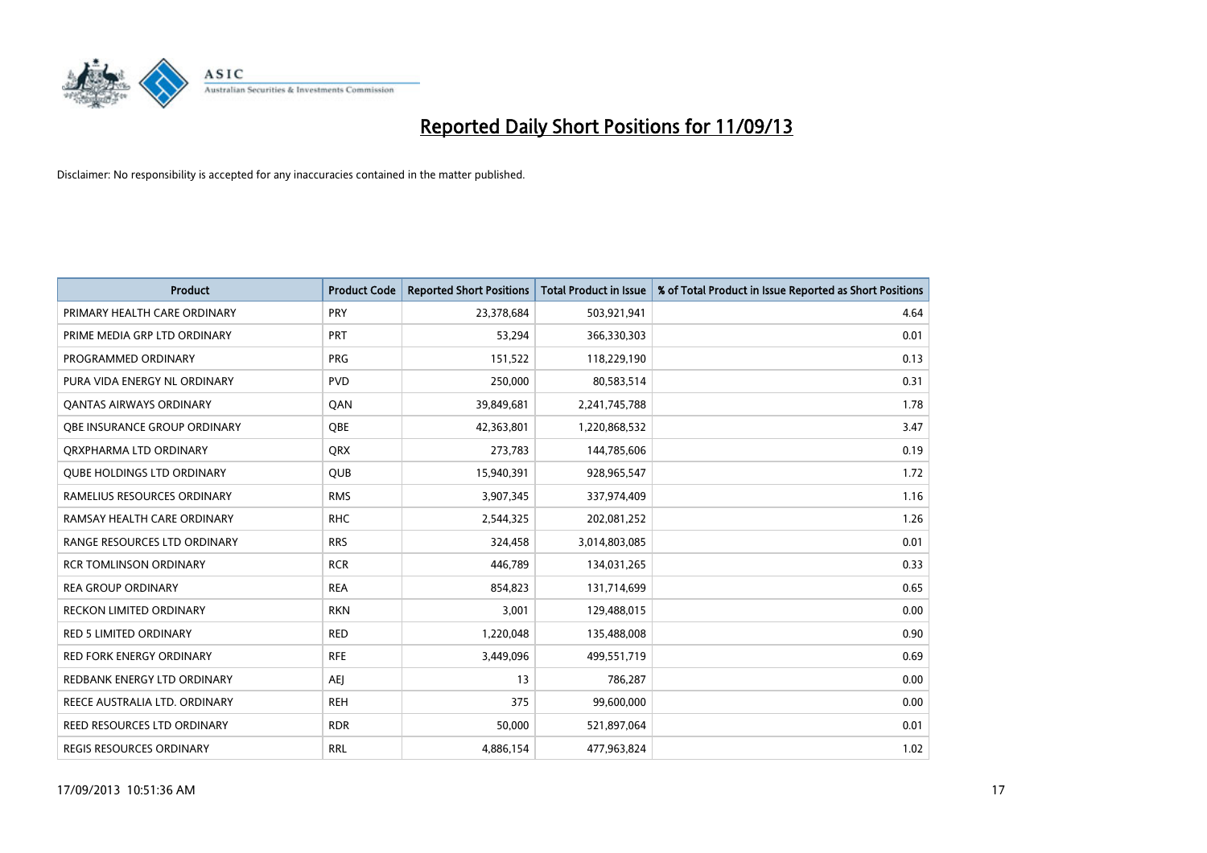# Reported Daily Short Positions for 11/09/13

Disclaimer: No responsibility is accepted for any inaccuracies contained in the matter published.

| Product | Product Code | Reported Short Positions | Total Product in Issue | % of Total Product in Issue Reported as Short Positions |
|---|---|---|---|---|
| PRIMARY HEALTH CARE ORDINARY | PRY | 23,378,684 | 503,921,941 | 4.64 |
| PRIME MEDIA GRP LTD ORDINARY | PRT | 53,294 | 366,330,303 | 0.01 |
| PROGRAMMED ORDINARY | PRG | 151,522 | 118,229,190 | 0.13 |
| PURA VIDA ENERGY NL ORDINARY | PVD | 250,000 | 80,583,514 | 0.31 |
| QANTAS AIRWAYS ORDINARY | QAN | 39,849,681 | 2,241,745,788 | 1.78 |
| QBE INSURANCE GROUP ORDINARY | QBE | 42,363,801 | 1,220,868,532 | 3.47 |
| QRXPHARMA LTD ORDINARY | QRX | 273,783 | 144,785,606 | 0.19 |
| QUBE HOLDINGS LTD ORDINARY | QUB | 15,940,391 | 928,965,547 | 1.72 |
| RAMELIUS RESOURCES ORDINARY | RMS | 3,907,345 | 337,974,409 | 1.16 |
| RAMSAY HEALTH CARE ORDINARY | RHC | 2,544,325 | 202,081,252 | 1.26 |
| RANGE RESOURCES LTD ORDINARY | RRS | 324,458 | 3,014,803,085 | 0.01 |
| RCR TOMLINSON ORDINARY | RCR | 446,789 | 134,031,265 | 0.33 |
| REA GROUP ORDINARY | REA | 854,823 | 131,714,699 | 0.65 |
| RECKON LIMITED ORDINARY | RKN | 3,001 | 129,488,015 | 0.00 |
| RED 5 LIMITED ORDINARY | RED | 1,220,048 | 135,488,008 | 0.90 |
| RED FORK ENERGY ORDINARY | RFE | 3,449,096 | 499,551,719 | 0.69 |
| REDBANK ENERGY LTD ORDINARY | AEJ | 13 | 786,287 | 0.00 |
| REECE AUSTRALIA LTD. ORDINARY | REH | 375 | 99,600,000 | 0.00 |
| REED RESOURCES LTD ORDINARY | RDR | 50,000 | 521,897,064 | 0.01 |
| REGIS RESOURCES ORDINARY | RRL | 4,886,154 | 477,963,824 | 1.02 |

17/09/2013 10:51:36 AM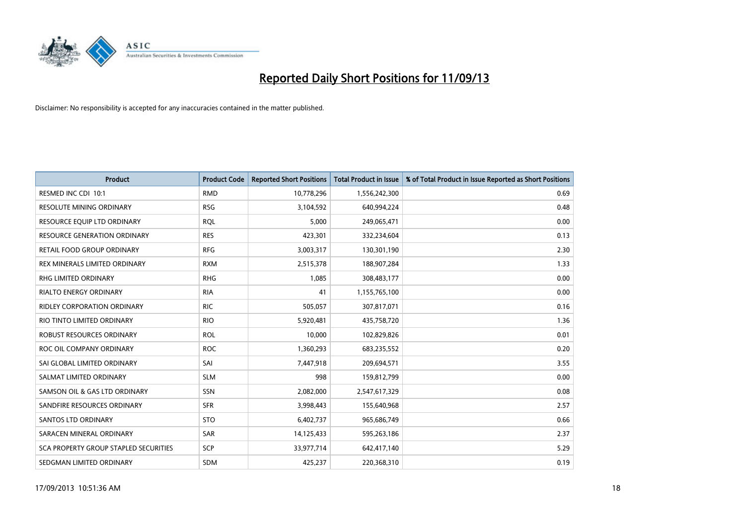# Reported Daily Short Positions for 11/09/13

Disclaimer: No responsibility is accepted for any inaccuracies contained in the matter published.

| Product | Product Code | Reported Short Positions | Total Product in Issue | % of Total Product in Issue Reported as Short Positions |
|---|---|---|---|---|
| RESMED INC CDI 10:1 | RMD | 10,778,296 | 1,556,242,300 | 0.69 |
| RESOLUTE MINING ORDINARY | RSG | 3,104,592 | 640,994,224 | 0.48 |
| RESOURCE EQUIP LTD ORDINARY | RQL | 5,000 | 249,065,471 | 0.00 |
| RESOURCE GENERATION ORDINARY | RES | 423,301 | 332,234,604 | 0.13 |
| RETAIL FOOD GROUP ORDINARY | RFG | 3,003,317 | 130,301,190 | 2.30 |
| REX MINERALS LIMITED ORDINARY | RXM | 2,515,378 | 188,907,284 | 1.33 |
| RHG LIMITED ORDINARY | RHG | 1,085 | 308,483,177 | 0.00 |
| RIALTO ENERGY ORDINARY | RIA | 41 | 1,155,765,100 | 0.00 |
| RIDLEY CORPORATION ORDINARY | RIC | 505,057 | 307,817,071 | 0.16 |
| RIO TINTO LIMITED ORDINARY | RIO | 5,920,481 | 435,758,720 | 1.36 |
| ROBUST RESOURCES ORDINARY | ROL | 10,000 | 102,829,826 | 0.01 |
| ROC OIL COMPANY ORDINARY | ROC | 1,360,293 | 683,235,552 | 0.20 |
| SAI GLOBAL LIMITED ORDINARY | SAI | 7,447,918 | 209,694,571 | 3.55 |
| SALMAT LIMITED ORDINARY | SLM | 998 | 159,812,799 | 0.00 |
| SAMSON OIL & GAS LTD ORDINARY | SSN | 2,082,000 | 2,547,617,329 | 0.08 |
| SANDFIRE RESOURCES ORDINARY | SFR | 3,998,443 | 155,640,968 | 2.57 |
| SANTOS LTD ORDINARY | STO | 6,402,737 | 965,686,749 | 0.66 |
| SARACEN MINERAL ORDINARY | SAR | 14,125,433 | 595,263,186 | 2.37 |
| SCA PROPERTY GROUP STAPLED SECURITIES | SCP | 33,977,714 | 642,417,140 | 5.29 |
| SEDGMAN LIMITED ORDINARY | SDM | 425,237 | 220,368,310 | 0.19 |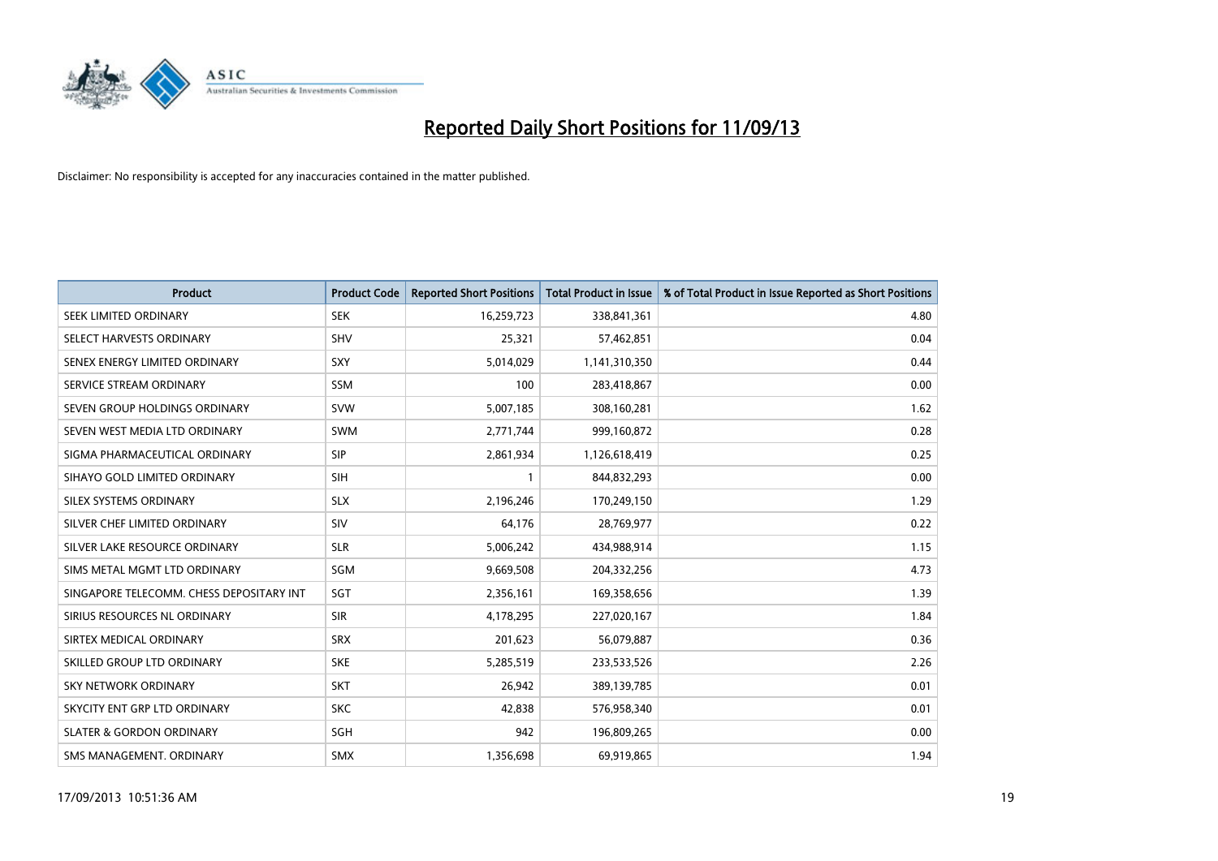# Reported Daily Short Positions for 11/09/13

Disclaimer: No responsibility is accepted for any inaccuracies contained in the matter published.

| Product | Product Code | Reported Short Positions | Total Product in Issue | % of Total Product in Issue Reported as Short Positions |
|---|---|---|---|---|
| SEEK LIMITED ORDINARY | SEK | 16,259,723 | 338,841,361 | 4.80 |
| SELECT HARVESTS ORDINARY | SHV | 25,321 | 57,462,851 | 0.04 |
| SENEX ENERGY LIMITED ORDINARY | SXY | 5,014,029 | 1,141,310,350 | 0.44 |
| SERVICE STREAM ORDINARY | SSM | 100 | 283,418,867 | 0.00 |
| SEVEN GROUP HOLDINGS ORDINARY | SVW | 5,007,185 | 308,160,281 | 1.62 |
| SEVEN WEST MEDIA LTD ORDINARY | SWM | 2,771,744 | 999,160,872 | 0.28 |
| SIGMA PHARMACEUTICAL ORDINARY | SIP | 2,861,934 | 1,126,618,419 | 0.25 |
| SIHAYO GOLD LIMITED ORDINARY | SIH | 1 | 844,832,293 | 0.00 |
| SILEX SYSTEMS ORDINARY | SLX | 2,196,246 | 170,249,150 | 1.29 |
| SILVER CHEF LIMITED ORDINARY | SIV | 64,176 | 28,769,977 | 0.22 |
| SILVER LAKE RESOURCE ORDINARY | SLR | 5,006,242 | 434,988,914 | 1.15 |
| SIMS METAL MGMT LTD ORDINARY | SGM | 9,669,508 | 204,332,256 | 4.73 |
| SINGAPORE TELECOMM. CHESS DEPOSITARY INT | SGT | 2,356,161 | 169,358,656 | 1.39 |
| SIRIUS RESOURCES NL ORDINARY | SIR | 4,178,295 | 227,020,167 | 1.84 |
| SIRTEX MEDICAL ORDINARY | SRX | 201,623 | 56,079,887 | 0.36 |
| SKILLED GROUP LTD ORDINARY | SKE | 5,285,519 | 233,533,526 | 2.26 |
| SKY NETWORK ORDINARY | SKT | 26,942 | 389,139,785 | 0.01 |
| SKYCITY ENT GRP LTD ORDINARY | SKC | 42,838 | 576,958,340 | 0.01 |
| SLATER & GORDON ORDINARY | SGH | 942 | 196,809,265 | 0.00 |
| SMS MANAGEMENT. ORDINARY | SMX | 1,356,698 | 69,919,865 | 1.94 |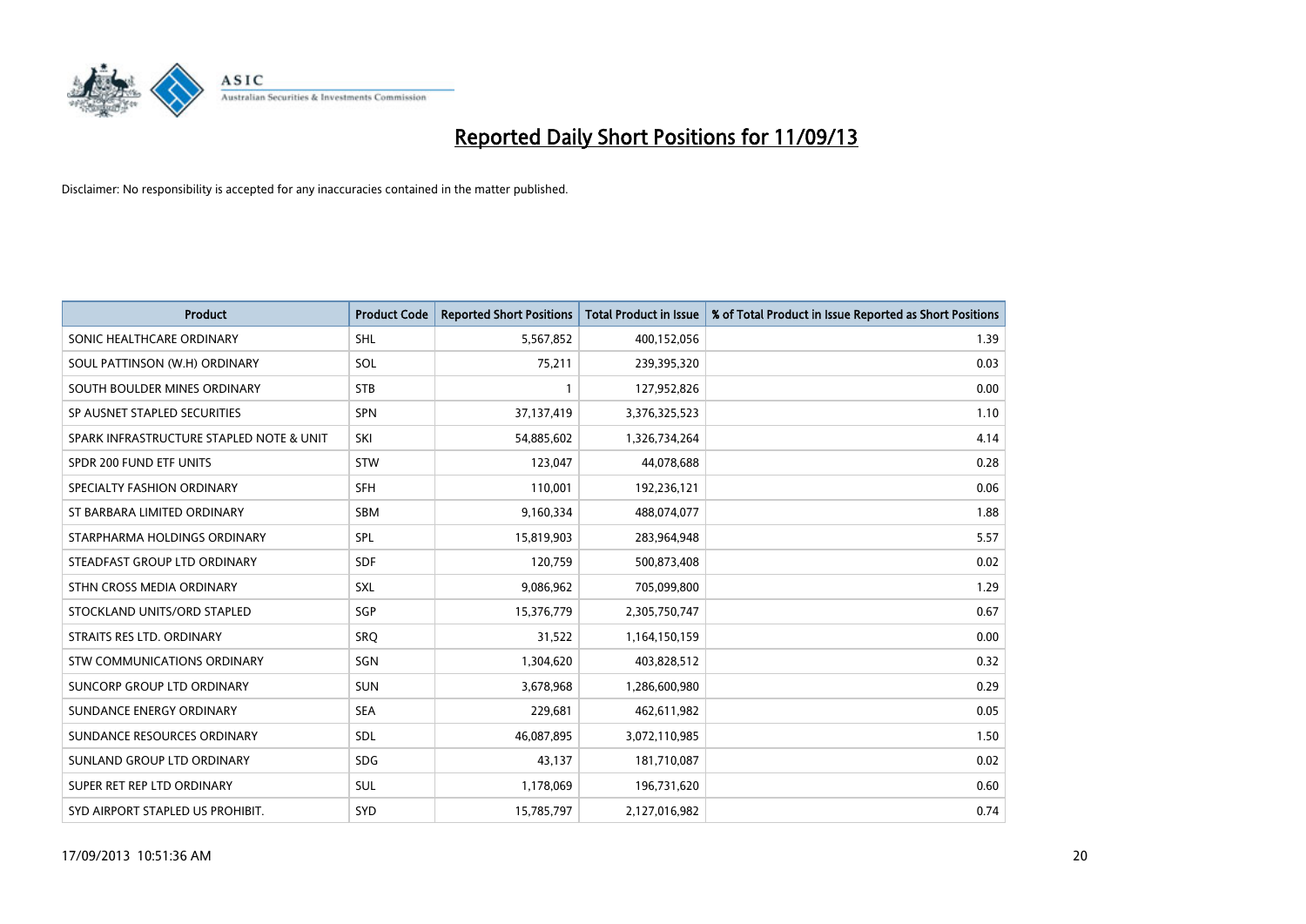# Reported Daily Short Positions for 11/09/13

Disclaimer: No responsibility is accepted for any inaccuracies contained in the matter published.

| Product | Product Code | Reported Short Positions | Total Product in Issue | % of Total Product in Issue Reported as Short Positions |
|---|---|---|---|---|
| SONIC HEALTHCARE ORDINARY | SHL | 5,567,852 | 400,152,056 | 1.39 |
| SOUL PATTINSON (W.H) ORDINARY | SOL | 75,211 | 239,395,320 | 0.03 |
| SOUTH BOULDER MINES ORDINARY | STB | 1 | 127,952,826 | 0.00 |
| SP AUSNET STAPLED SECURITIES | SPN | 37,137,419 | 3,376,325,523 | 1.10 |
| SPARK INFRASTRUCTURE STAPLED NOTE & UNIT | SKI | 54,885,602 | 1,326,734,264 | 4.14 |
| SPDR 200 FUND ETF UNITS | STW | 123,047 | 44,078,688 | 0.28 |
| SPECIALTY FASHION ORDINARY | SFH | 110,001 | 192,236,121 | 0.06 |
| ST BARBARA LIMITED ORDINARY | SBM | 9,160,334 | 488,074,077 | 1.88 |
| STARPHARMA HOLDINGS ORDINARY | SPL | 15,819,903 | 283,964,948 | 5.57 |
| STEADFAST GROUP LTD ORDINARY | SDF | 120,759 | 500,873,408 | 0.02 |
| STHN CROSS MEDIA ORDINARY | SXL | 9,086,962 | 705,099,800 | 1.29 |
| STOCKLAND UNITS/ORD STAPLED | SGP | 15,376,779 | 2,305,750,747 | 0.67 |
| STRAITS RES LTD. ORDINARY | SRQ | 31,522 | 1,164,150,159 | 0.00 |
| STW COMMUNICATIONS ORDINARY | SGN | 1,304,620 | 403,828,512 | 0.32 |
| SUNCORP GROUP LTD ORDINARY | SUN | 3,678,968 | 1,286,600,980 | 0.29 |
| SUNDANCE ENERGY ORDINARY | SEA | 229,681 | 462,611,982 | 0.05 |
| SUNDANCE RESOURCES ORDINARY | SDL | 46,087,895 | 3,072,110,985 | 1.50 |
| SUNLAND GROUP LTD ORDINARY | SDG | 43,137 | 181,710,087 | 0.02 |
| SUPER RET REP LTD ORDINARY | SUL | 1,178,069 | 196,731,620 | 0.60 |
| SYD AIRPORT STAPLED US PROHIBIT. | SYD | 15,785,797 | 2,127,016,982 | 0.74 |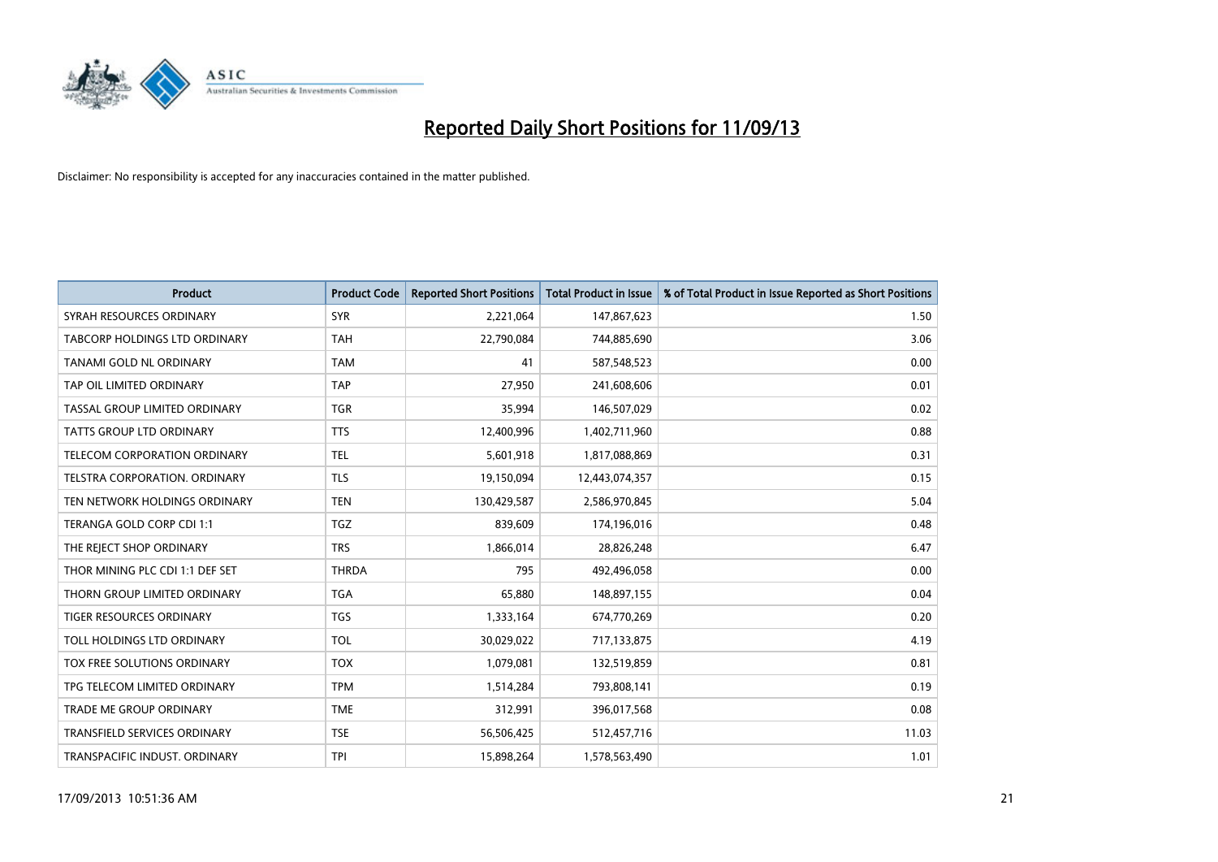# Reported Daily Short Positions for 11/09/13

Disclaimer: No responsibility is accepted for any inaccuracies contained in the matter published.

| Product | Product Code | Reported Short Positions | Total Product in Issue | % of Total Product in Issue Reported as Short Positions |
|---|---|---|---|---|
| SYRAH RESOURCES ORDINARY | SYR | 2,221,064 | 147,867,623 | 1.50 |
| TABCORP HOLDINGS LTD ORDINARY | TAH | 22,790,084 | 744,885,690 | 3.06 |
| TANAMI GOLD NL ORDINARY | TAM | 41 | 587,548,523 | 0.00 |
| TAP OIL LIMITED ORDINARY | TAP | 27,950 | 241,608,606 | 0.01 |
| TASSAL GROUP LIMITED ORDINARY | TGR | 35,994 | 146,507,029 | 0.02 |
| TATTS GROUP LTD ORDINARY | TTS | 12,400,996 | 1,402,711,960 | 0.88 |
| TELECOM CORPORATION ORDINARY | TEL | 5,601,918 | 1,817,088,869 | 0.31 |
| TELSTRA CORPORATION. ORDINARY | TLS | 19,150,094 | 12,443,074,357 | 0.15 |
| TEN NETWORK HOLDINGS ORDINARY | TEN | 130,429,587 | 2,586,970,845 | 5.04 |
| TERANGA GOLD CORP CDI 1:1 | TGZ | 839,609 | 174,196,016 | 0.48 |
| THE REJECT SHOP ORDINARY | TRS | 1,866,014 | 28,826,248 | 6.47 |
| THOR MINING PLC CDI 1:1 DEF SET | THRDA | 795 | 492,496,058 | 0.00 |
| THORN GROUP LIMITED ORDINARY | TGA | 65,880 | 148,897,155 | 0.04 |
| TIGER RESOURCES ORDINARY | TGS | 1,333,164 | 674,770,269 | 0.20 |
| TOLL HOLDINGS LTD ORDINARY | TOL | 30,029,022 | 717,133,875 | 4.19 |
| TOX FREE SOLUTIONS ORDINARY | TOX | 1,079,081 | 132,519,859 | 0.81 |
| TPG TELECOM LIMITED ORDINARY | TPM | 1,514,284 | 793,808,141 | 0.19 |
| TRADE ME GROUP ORDINARY | TME | 312,991 | 396,017,568 | 0.08 |
| TRANSFIELD SERVICES ORDINARY | TSE | 56,506,425 | 512,457,716 | 11.03 |
| TRANSPACIFIC INDUST. ORDINARY | TPI | 15,898,264 | 1,578,563,490 | 1.01 |

17/09/2013 10:51:36 AM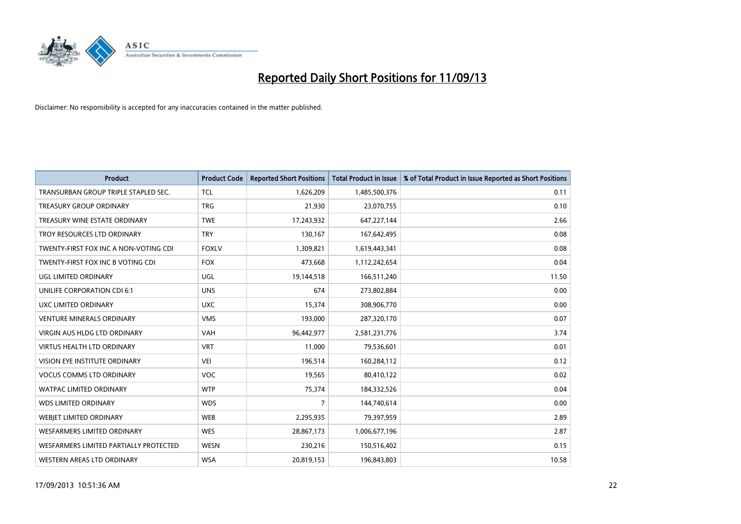# Reported Daily Short Positions for 11/09/13

Disclaimer: No responsibility is accepted for any inaccuracies contained in the matter published.

| Product | Product Code | Reported Short Positions | Total Product in Issue | % of Total Product in Issue Reported as Short Positions |
|---|---|---|---|---|
| TRANSURBAN GROUP TRIPLE STAPLED SEC. | TCL | 1,626,209 | 1,485,500,376 | 0.11 |
| TREASURY GROUP ORDINARY | TRG | 21,930 | 23,070,755 | 0.10 |
| TREASURY WINE ESTATE ORDINARY | TWE | 17,243,932 | 647,227,144 | 2.66 |
| TROY RESOURCES LTD ORDINARY | TRY | 130,167 | 167,642,495 | 0.08 |
| TWENTY-FIRST FOX INC A NON-VOTING CDI | FOXLV | 1,309,821 | 1,619,443,341 | 0.08 |
| TWENTY-FIRST FOX INC B VOTING CDI | FOX | 473,668 | 1,112,242,654 | 0.04 |
| UGL LIMITED ORDINARY | UGL | 19,144,518 | 166,511,240 | 11.50 |
| UNILIFE CORPORATION CDI 6:1 | UNS | 674 | 273,802,884 | 0.00 |
| UXC LIMITED ORDINARY | UXC | 15,374 | 308,906,770 | 0.00 |
| VENTURE MINERALS ORDINARY | VMS | 193,000 | 287,320,170 | 0.07 |
| VIRGIN AUS HLDG LTD ORDINARY | VAH | 96,442,977 | 2,581,231,776 | 3.74 |
| VIRTUS HEALTH LTD ORDINARY | VRT | 11,000 | 79,536,601 | 0.01 |
| VISION EYE INSTITUTE ORDINARY | VEI | 196,514 | 160,284,112 | 0.12 |
| VOCUS COMMS LTD ORDINARY | VOC | 19,565 | 80,410,122 | 0.02 |
| WATPAC LIMITED ORDINARY | WTP | 75,374 | 184,332,526 | 0.04 |
| WDS LIMITED ORDINARY | WDS | 7 | 144,740,614 | 0.00 |
| WEBJET LIMITED ORDINARY | WEB | 2,295,935 | 79,397,959 | 2.89 |
| WESFARMERS LIMITED ORDINARY | WES | 28,867,173 | 1,006,677,196 | 2.87 |
| WESFARMERS LIMITED PARTIALLY PROTECTED | WESN | 230,216 | 150,516,402 | 0.15 |
| WESTERN AREAS LTD ORDINARY | WSA | 20,819,153 | 196,843,803 | 10.58 |

17/09/2013 10:51:36 AM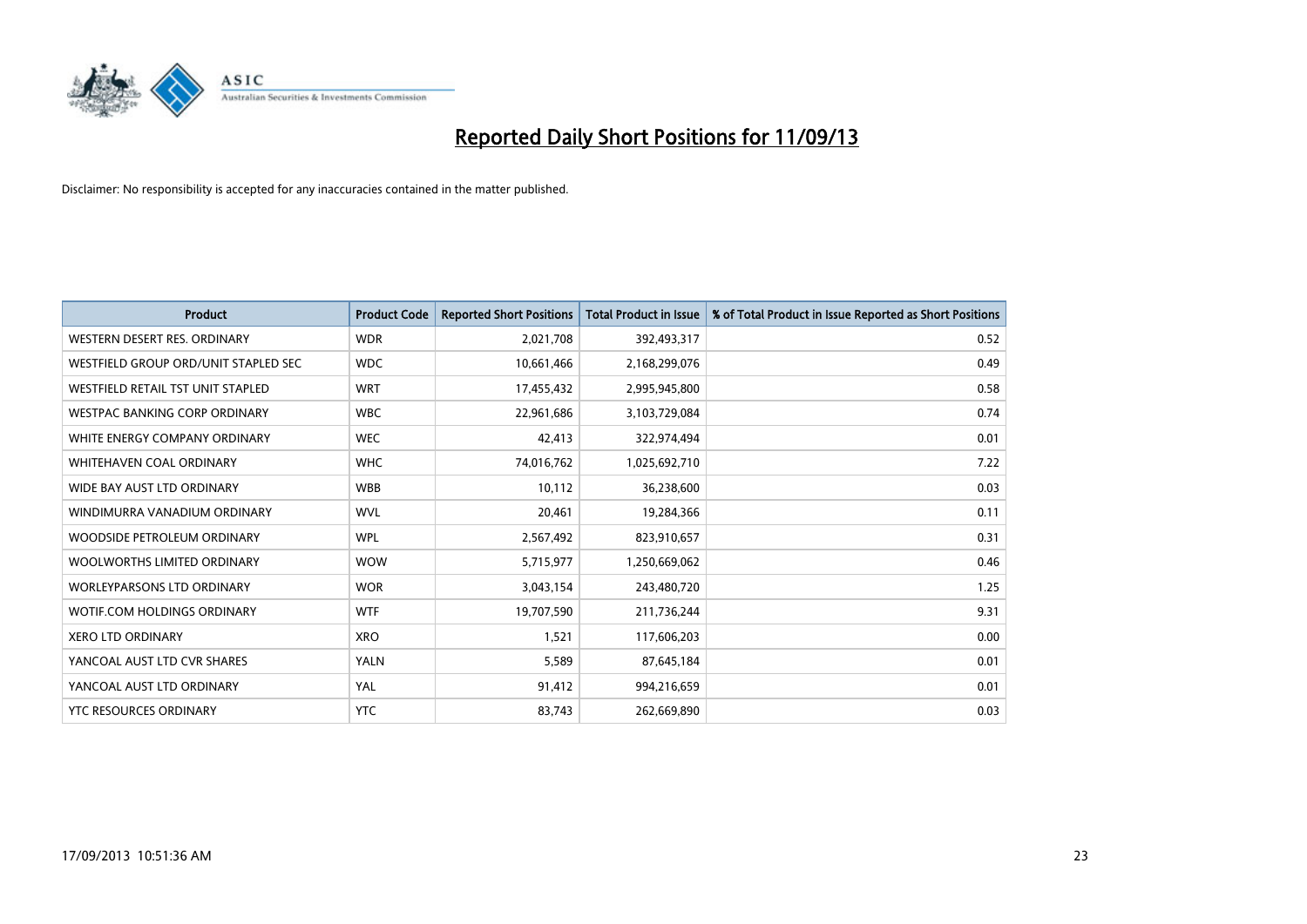# Reported Daily Short Positions for 11/09/13

Disclaimer: No responsibility is accepted for any inaccuracies contained in the matter published.

| Product | Product Code | Reported Short Positions | Total Product in Issue | % of Total Product in Issue Reported as Short Positions |
|---|---|---|---|---|
| WESTERN DESERT RES. ORDINARY | WDR | 2,021,708 | 392,493,317 | 0.52 |
| WESTFIELD GROUP ORD/UNIT STAPLED SEC | WDC | 10,661,466 | 2,168,299,076 | 0.49 |
| WESTFIELD RETAIL TST UNIT STAPLED | WRT | 17,455,432 | 2,995,945,800 | 0.58 |
| WESTPAC BANKING CORP ORDINARY | WBC | 22,961,686 | 3,103,729,084 | 0.74 |
| WHITE ENERGY COMPANY ORDINARY | WEC | 42,413 | 322,974,494 | 0.01 |
| WHITEHAVEN COAL ORDINARY | WHC | 74,016,762 | 1,025,692,710 | 7.22 |
| WIDE BAY AUST LTD ORDINARY | WBB | 10,112 | 36,238,600 | 0.03 |
| WINDIMURRA VANADIUM ORDINARY | WVL | 20,461 | 19,284,366 | 0.11 |
| WOODSIDE PETROLEUM ORDINARY | WPL | 2,567,492 | 823,910,657 | 0.31 |
| WOOLWORTHS LIMITED ORDINARY | WOW | 5,715,977 | 1,250,669,062 | 0.46 |
| WORLEYPARSONS LTD ORDINARY | WOR | 3,043,154 | 243,480,720 | 1.25 |
| WOTIF.COM HOLDINGS ORDINARY | WTF | 19,707,590 | 211,736,244 | 9.31 |
| XERO LTD ORDINARY | XRO | 1,521 | 117,606,203 | 0.00 |
| YANCOAL AUST LTD CVR SHARES | YALN | 5,589 | 87,645,184 | 0.01 |
| YANCOAL AUST LTD ORDINARY | YAL | 91,412 | 994,216,659 | 0.01 |
| YTC RESOURCES ORDINARY | YTC | 83,743 | 262,669,890 | 0.03 |